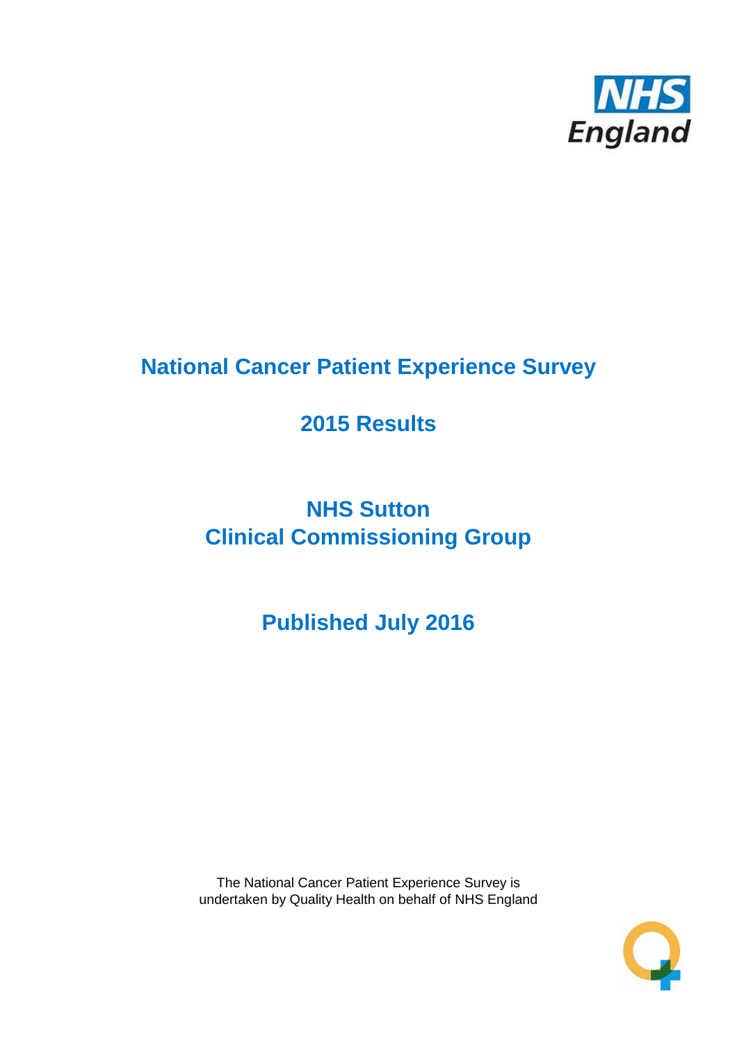# National Cancer Patient Experience Survey

## 2015 Results

## NHS Sutton
## Clinical Commissioning Group

## Published July 2016

The National Cancer Patient Experience Survey is undertaken by Quality Health on behalf of NHS England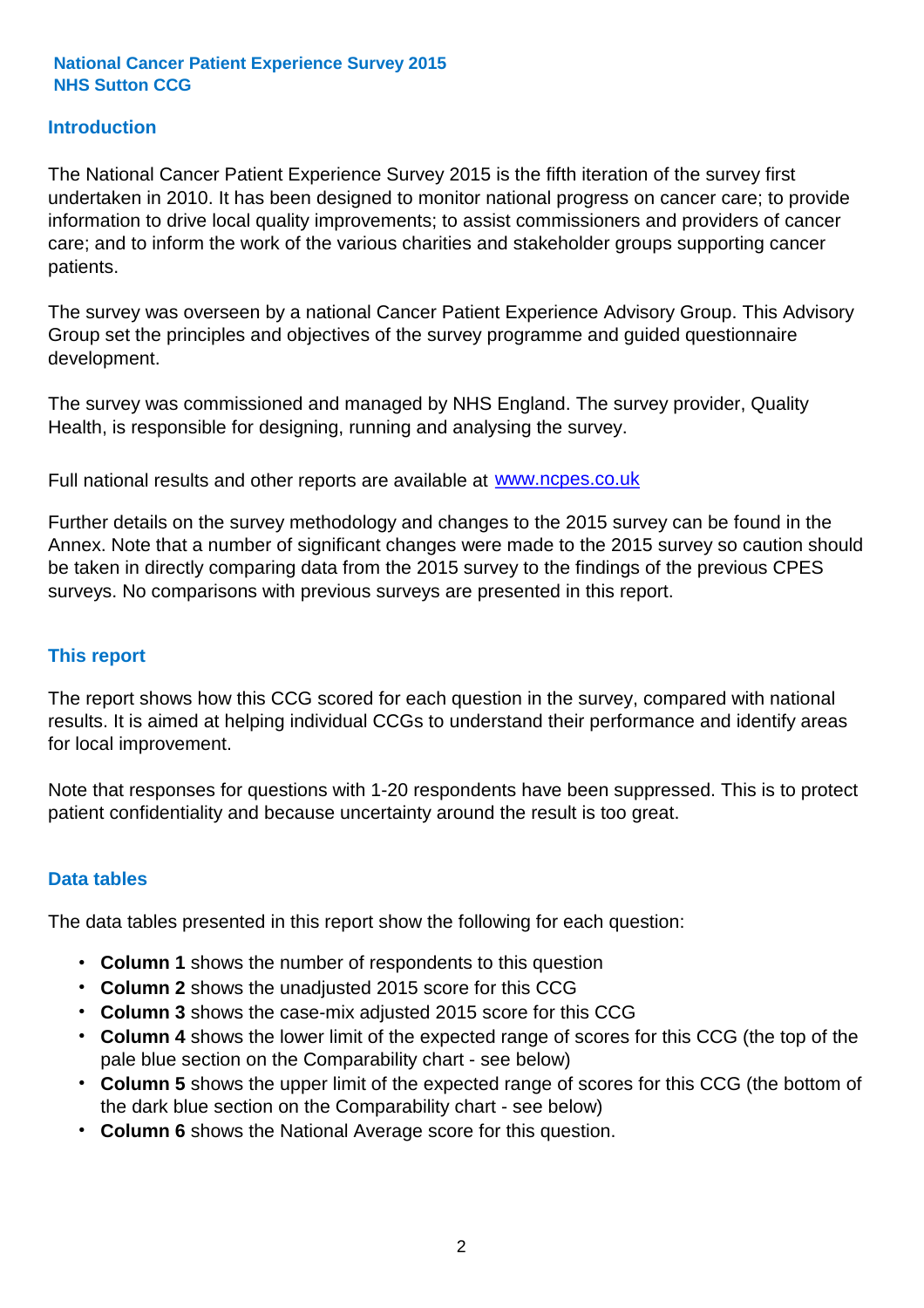**National Cancer Patient Experience Survey 2015**
**NHS Sutton CCG**

## Introduction

The National Cancer Patient Experience Survey 2015 is the fifth iteration of the survey first undertaken in 2010. It has been designed to monitor national progress on cancer care; to provide information to drive local quality improvements; to assist commissioners and providers of cancer care; and to inform the work of the various charities and stakeholder groups supporting cancer patients.

The survey was overseen by a national Cancer Patient Experience Advisory Group. This Advisory Group set the principles and objectives of the survey programme and guided questionnaire development.

The survey was commissioned and managed by NHS England. The survey provider, Quality Health, is responsible for designing, running and analysing the survey.

Full national results and other reports are available at www.ncpes.co.uk

Further details on the survey methodology and changes to the 2015 survey can be found in the Annex. Note that a number of significant changes were made to the 2015 survey so caution should be taken in directly comparing data from the 2015 survey to the findings of the previous CPES surveys. No comparisons with previous surveys are presented in this report.

## This report

The report shows how this CCG scored for each question in the survey, compared with national results. It is aimed at helping individual CCGs to understand their performance and identify areas for local improvement.

Note that responses for questions with 1-20 respondents have been suppressed. This is to protect patient confidentiality and because uncertainty around the result is too great.

## Data tables

The data tables presented in this report show the following for each question:

- **Column 1** shows the number of respondents to this question
- **Column 2** shows the unadjusted 2015 score for this CCG
- **Column 3** shows the case-mix adjusted 2015 score for this CCG
- **Column 4** shows the lower limit of the expected range of scores for this CCG (the top of the pale blue section on the Comparability chart - see below)
- **Column 5** shows the upper limit of the expected range of scores for this CCG (the bottom of the dark blue section on the Comparability chart - see below)
- **Column 6** shows the National Average score for this question.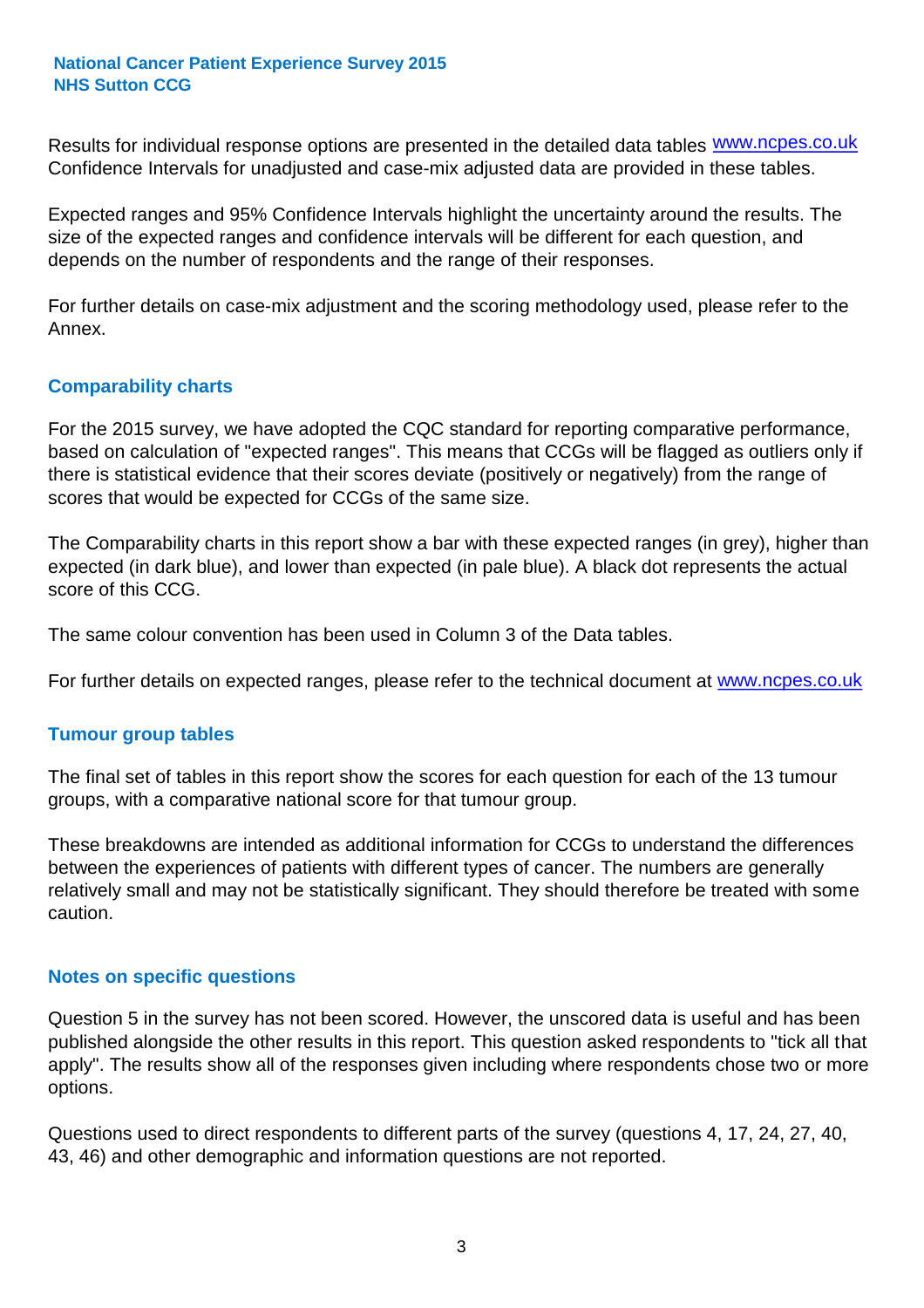Results for individual response options are presented in the detailed data tables www.ncpes.co.uk Confidence Intervals for unadjusted and case-mix adjusted data are provided in these tables.

Expected ranges and 95% Confidence Intervals highlight the uncertainty around the results. The size of the expected ranges and confidence intervals will be different for each question, and depends on the number of respondents and the range of their responses.

For further details on case-mix adjustment and the scoring methodology used, please refer to the Annex.

## Comparability charts

For the 2015 survey, we have adopted the CQC standard for reporting comparative performance, based on calculation of "expected ranges". This means that CCGs will be flagged as outliers only if there is statistical evidence that their scores deviate (positively or negatively) from the range of scores that would be expected for CCGs of the same size.

The Comparability charts in this report show a bar with these expected ranges (in grey), higher than expected (in dark blue), and lower than expected (in pale blue). A black dot represents the actual score of this CCG.

The same colour convention has been used in Column 3 of the Data tables.

For further details on expected ranges, please refer to the technical document at www.ncpes.co.uk

## Tumour group tables

The final set of tables in this report show the scores for each question for each of the 13 tumour groups, with a comparative national score for that tumour group.

These breakdowns are intended as additional information for CCGs to understand the differences between the experiences of patients with different types of cancer. The numbers are generally relatively small and may not be statistically significant. They should therefore be treated with some caution.

## Notes on specific questions

Question 5 in the survey has not been scored. However, the unscored data is useful and has been published alongside the other results in this report. This question asked respondents to "tick all that apply". The results show all of the responses given including where respondents chose two or more options.

Questions used to direct respondents to different parts of the survey (questions 4, 17, 24, 27, 40, 43, 46) and other demographic and information questions are not reported.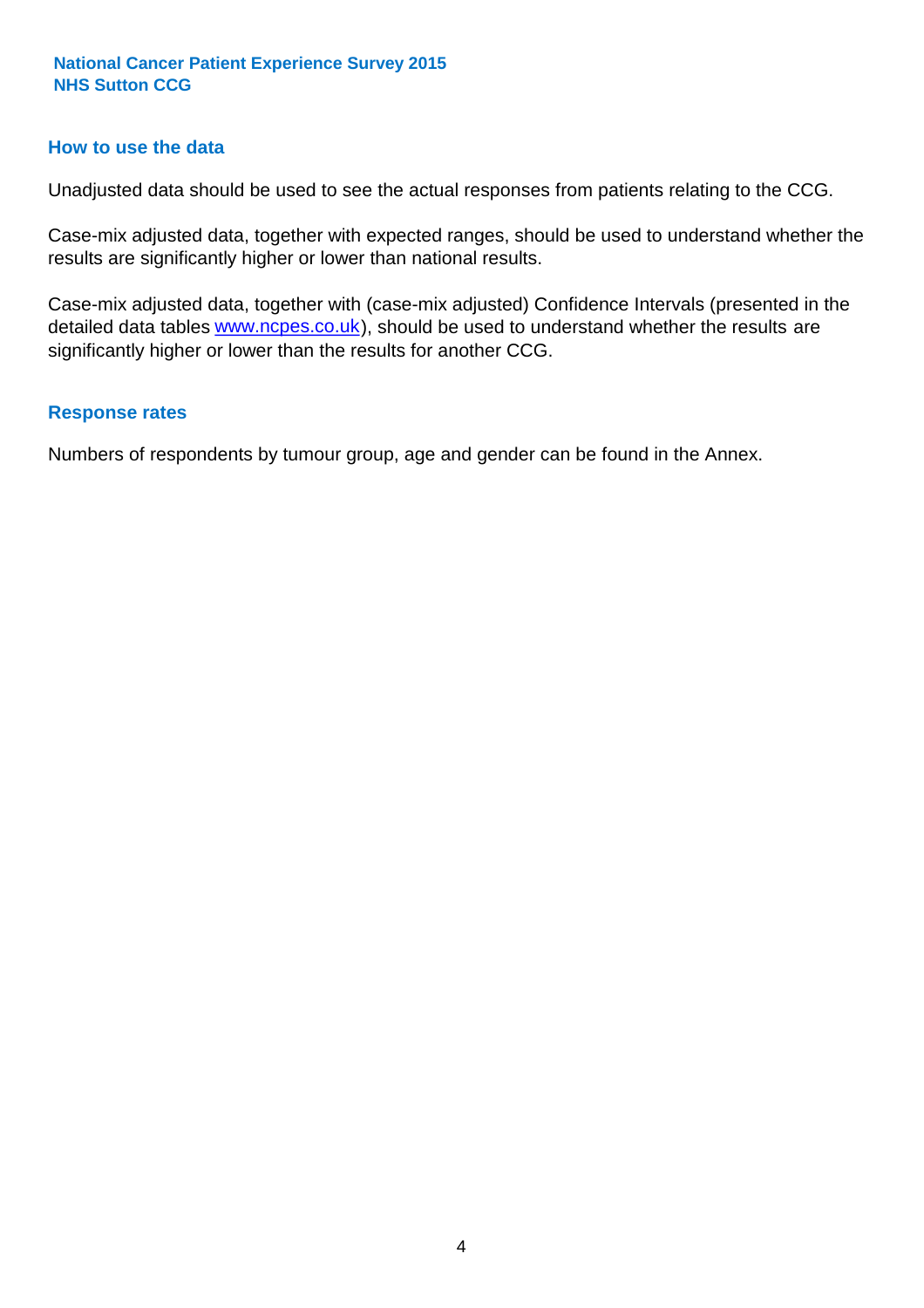## How to use the data

Unadjusted data should be used to see the actual responses from patients relating to the CCG.

Case-mix adjusted data, together with expected ranges, should be used to understand whether the results are significantly higher or lower than national results.

Case-mix adjusted data, together with (case-mix adjusted) Confidence Intervals (presented in the detailed data tables www.ncpes.co.uk), should be used to understand whether the results are significantly higher or lower than the results for another CCG.

## Response rates

Numbers of respondents by tumour group, age and gender can be found in the Annex.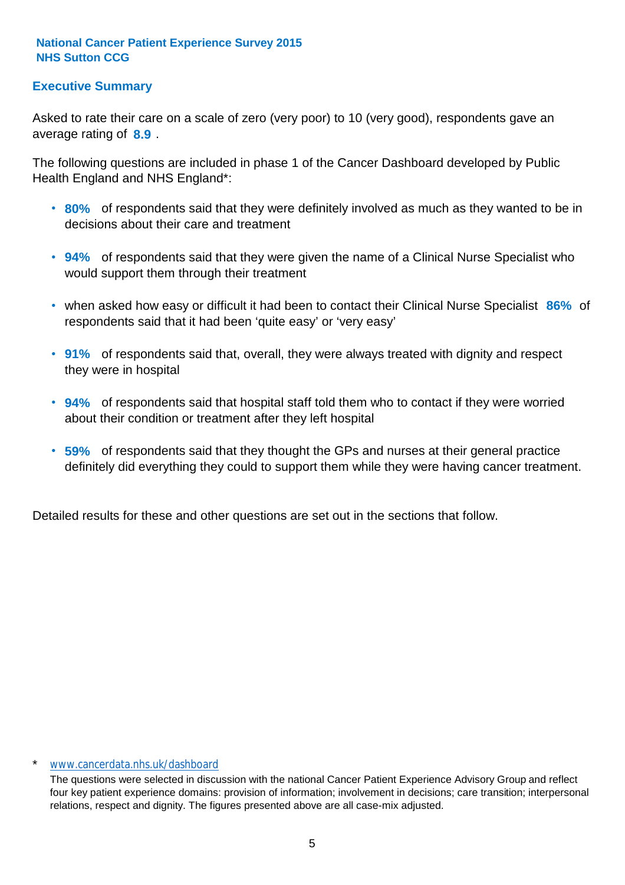**National Cancer Patient Experience Survey 2015**
**NHS Sutton CCG**

## Executive Summary

Asked to rate their care on a scale of zero (very poor) to 10 (very good), respondents gave an average rating of **8.9** .

The following questions are included in phase 1 of the Cancer Dashboard developed by Public Health England and NHS England*:

- **80%** of respondents said that they were definitely involved as much as they wanted to be in decisions about their care and treatment
- **94%** of respondents said that they were given the name of a Clinical Nurse Specialist who would support them through their treatment
- when asked how easy or difficult it had been to contact their Clinical Nurse Specialist **86%** of respondents said that it had been 'quite easy' or 'very easy'
- **91%** of respondents said that, overall, they were always treated with dignity and respect they were in hospital
- **94%** of respondents said that hospital staff told them who to contact if they were worried about their condition or treatment after they left hospital
- **59%** of respondents said that they thought the GPs and nurses at their general practice definitely did everything they could to support them while they were having cancer treatment.

Detailed results for these and other questions are set out in the sections that follow.

\* www.cancerdata.nhs.uk/dashboard

The questions were selected in discussion with the national Cancer Patient Experience Advisory Group and reflect four key patient experience domains: provision of information; involvement in decisions; care transition; interpersonal relations, respect and dignity. The figures presented above are all case-mix adjusted.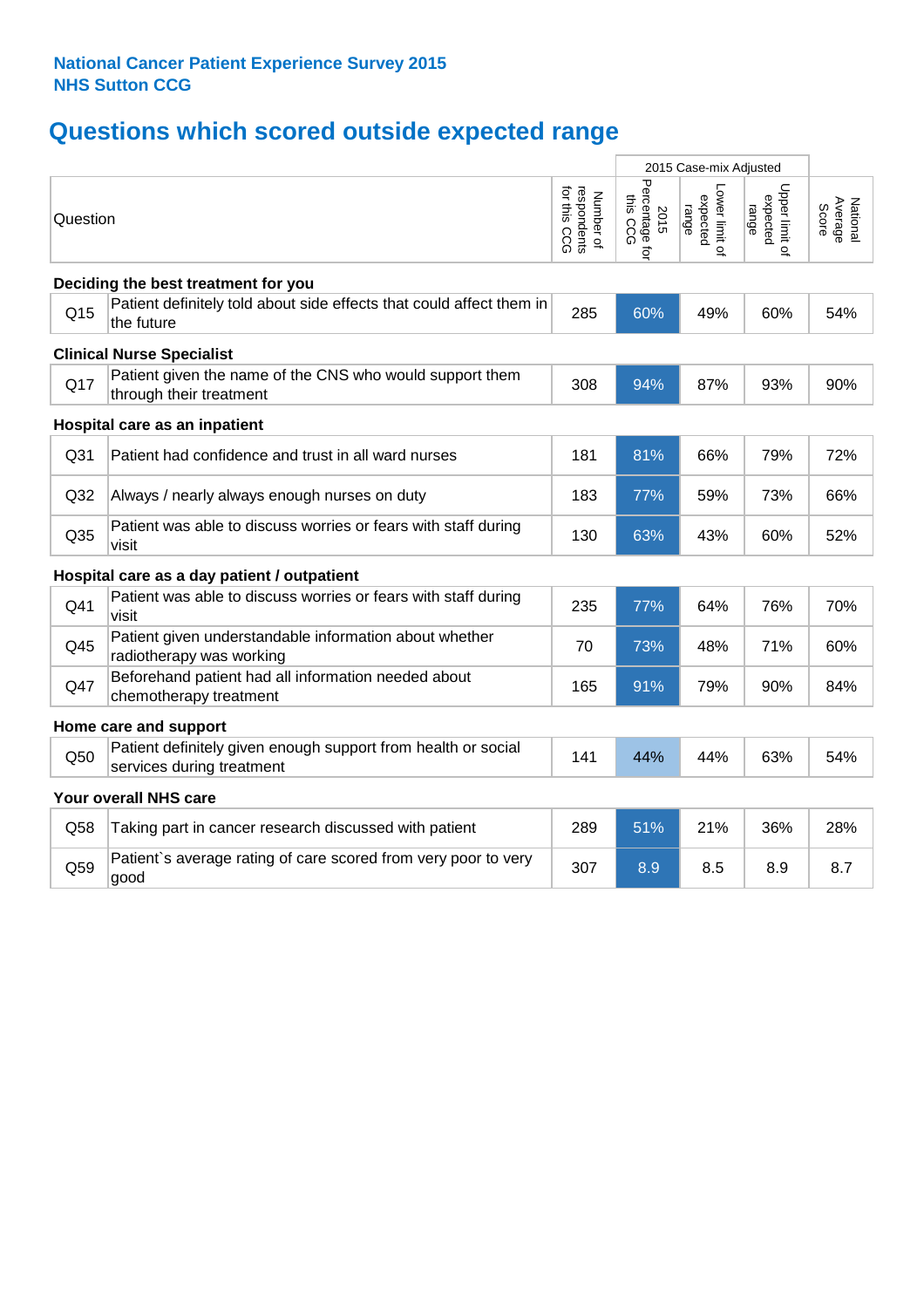**National Cancer Patient Experience Survey 2015**
**NHS Sutton CCG**

# Questions which scored outside expected range

| | Question | Number of respondents for this CCG | 2015 Case-mix Adjusted: 2015 Percentage for this CCG | 2015 Case-mix Adjusted: Lower limit of expected range | 2015 Case-mix Adjusted: Upper limit of expected range | National Average Score |
|---|---|---|---|---|---|---|
| **Deciding the best treatment for you** | | | | | | |
| Q15 | Patient definitely told about side effects that could affect them in the future | 285 | 60% | 49% | 60% | 54% |
| **Clinical Nurse Specialist** | | | | | | |
| Q17 | Patient given the name of the CNS who would support them through their treatment | 308 | 94% | 87% | 93% | 90% |
| **Hospital care as an inpatient** | | | | | | |
| Q31 | Patient had confidence and trust in all ward nurses | 181 | 81% | 66% | 79% | 72% |
| Q32 | Always / nearly always enough nurses on duty | 183 | 77% | 59% | 73% | 66% |
| Q35 | Patient was able to discuss worries or fears with staff during visit | 130 | 63% | 43% | 60% | 52% |
| **Hospital care as a day patient / outpatient** | | | | | | |
| Q41 | Patient was able to discuss worries or fears with staff during visit | 235 | 77% | 64% | 76% | 70% |
| Q45 | Patient given understandable information about whether radiotherapy was working | 70 | 73% | 48% | 71% | 60% |
| Q47 | Beforehand patient had all information needed about chemotherapy treatment | 165 | 91% | 79% | 90% | 84% |
| **Home care and support** | | | | | | |
| Q50 | Patient definitely given enough support from health or social services during treatment | 141 | 44% | 44% | 63% | 54% |
| **Your overall NHS care** | | | | | | |
| Q58 | Taking part in cancer research discussed with patient | 289 | 51% | 21% | 36% | 28% |
| Q59 | Patient`s average rating of care scored from very poor to very good | 307 | 8.9 | 8.5 | 8.9 | 8.7 |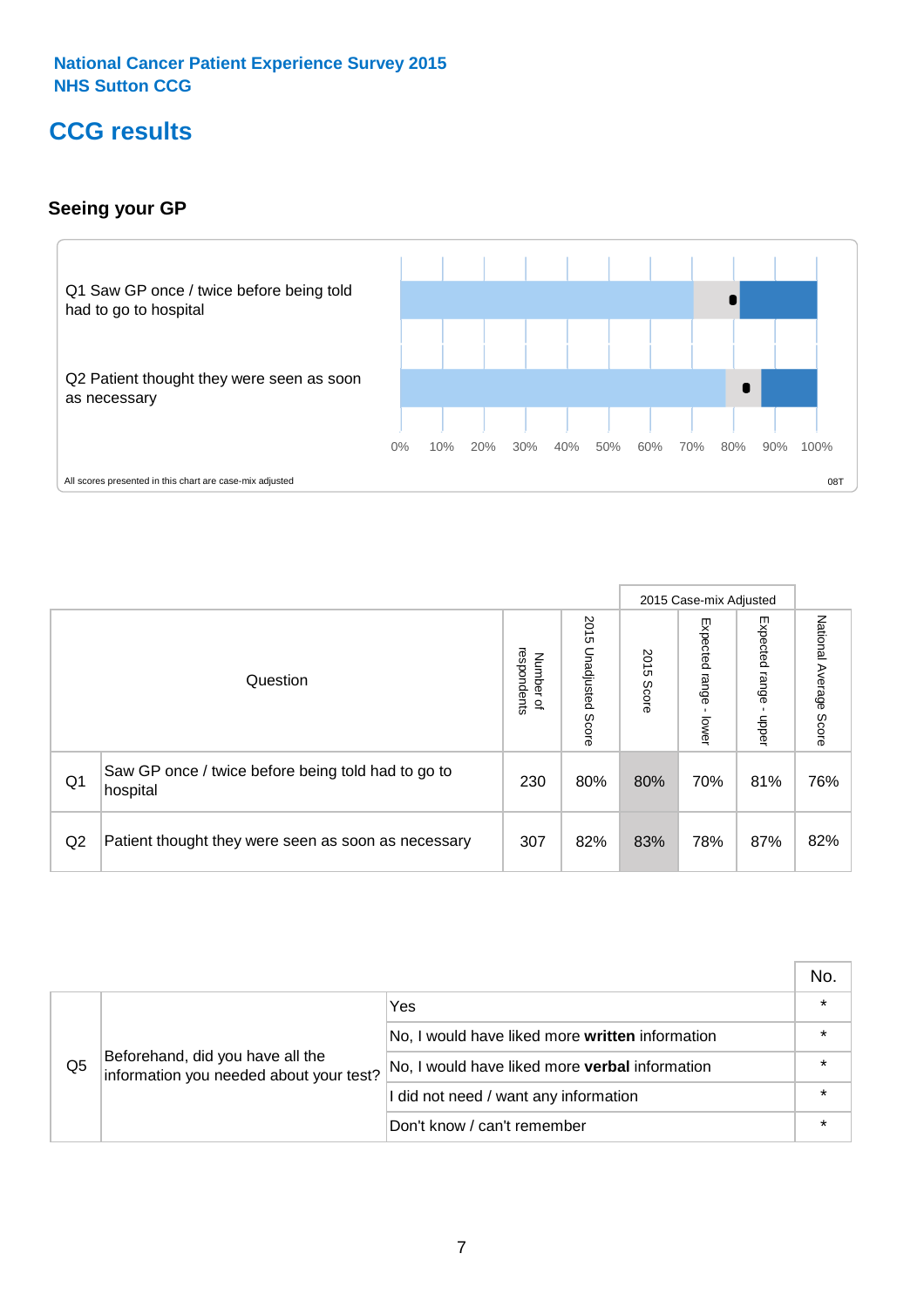National Cancer Patient Experience Survey 2015
NHS Sutton CCG

# CCG results

## Seeing your GP

Q1 Saw GP once / twice before being told had to go to hospital

Q2 Patient thought they were seen as soon as necessary

0% 10% 20% 30% 40% 50% 60% 70% 80% 90% 100%

All scores presented in this chart are case-mix adjusted

08T

| | Question | Number of respondents | 2015 Unadjusted Score | 2015 Case-mix Adjusted: 2015 Score | 2015 Case-mix Adjusted: Expected range - lower | 2015 Case-mix Adjusted: Expected range - upper | National Average Score |
|---|---|---|---|---|---|---|---|
| Q1 | Saw GP once / twice before being told had to go to hospital | 230 | 80% | 80% | 70% | 81% | 76% |
| Q2 | Patient thought they were seen as soon as necessary | 307 | 82% | 83% | 78% | 87% | 82% |

| | | | No. |
|---|---|---|---|
| Q5 | Beforehand, did you have all the information you needed about your test? | Yes | * |
| | | No, I would have liked more **written** information | * |
| | | No, I would have liked more **verbal** information | * |
| | | I did not need / want any information | * |
| | | Don't know / can't remember | * |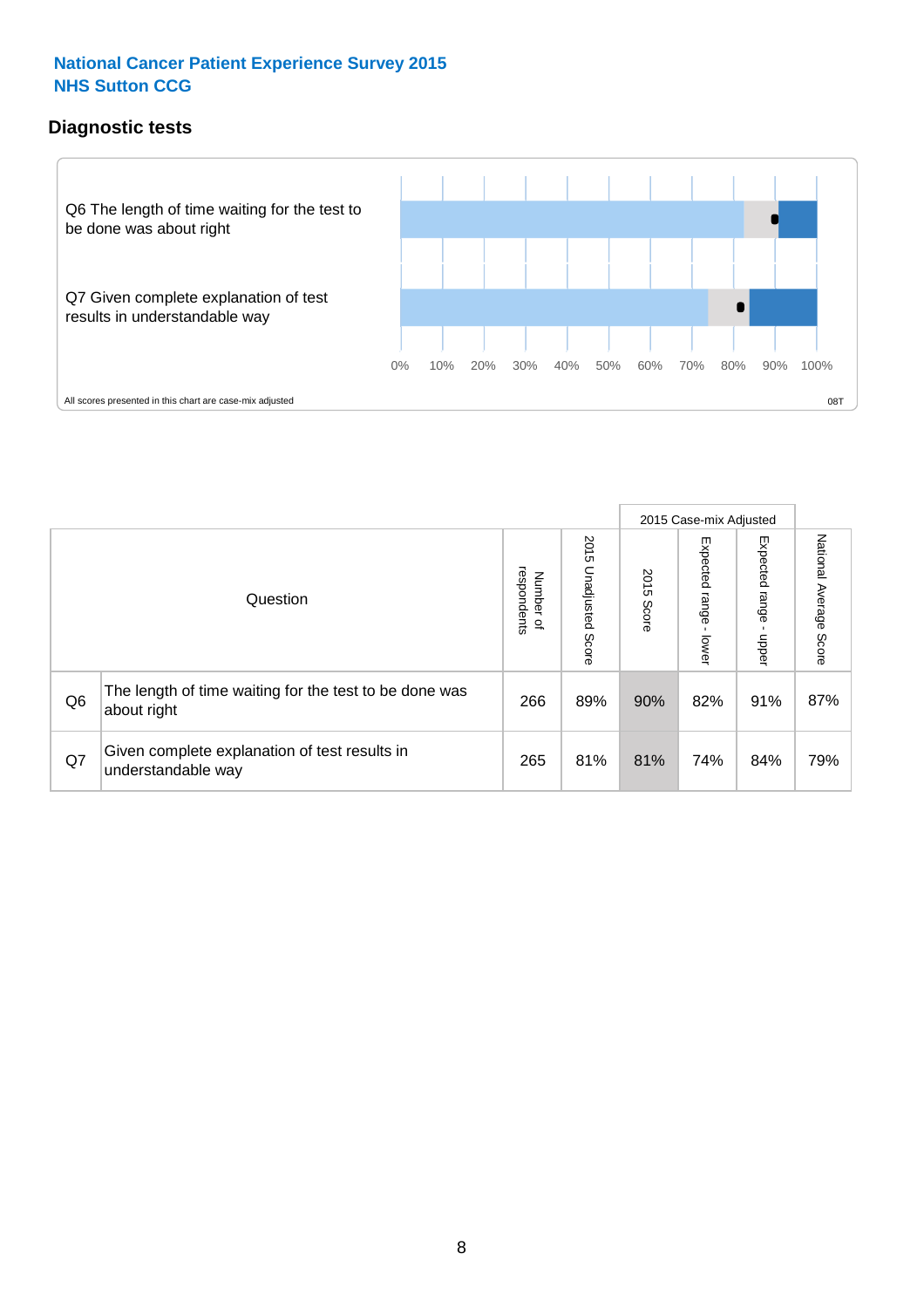# National Cancer Patient Experience Survey 2015
## NHS Sutton CCG

### Diagnostic tests

Q6 The length of time waiting for the test to be done was about right

Q7 Given complete explanation of test results in understandable way

0% 10% 20% 30% 40% 50% 60% 70% 80% 90% 100%

All scores presented in this chart are case-mix adjusted

08T

| | Question | Number of respondents | 2015 Unadjusted Score | 2015 Case-mix Adjusted: 2015 Score | 2015 Case-mix Adjusted: Expected range - lower | 2015 Case-mix Adjusted: Expected range - upper | National Average Score |
|---|---|---|---|---|---|---|---|
| Q6 | The length of time waiting for the test to be done was about right | 266 | 89% | 90% | 82% | 91% | 87% |
| Q7 | Given complete explanation of test results in understandable way | 265 | 81% | 81% | 74% | 84% | 79% |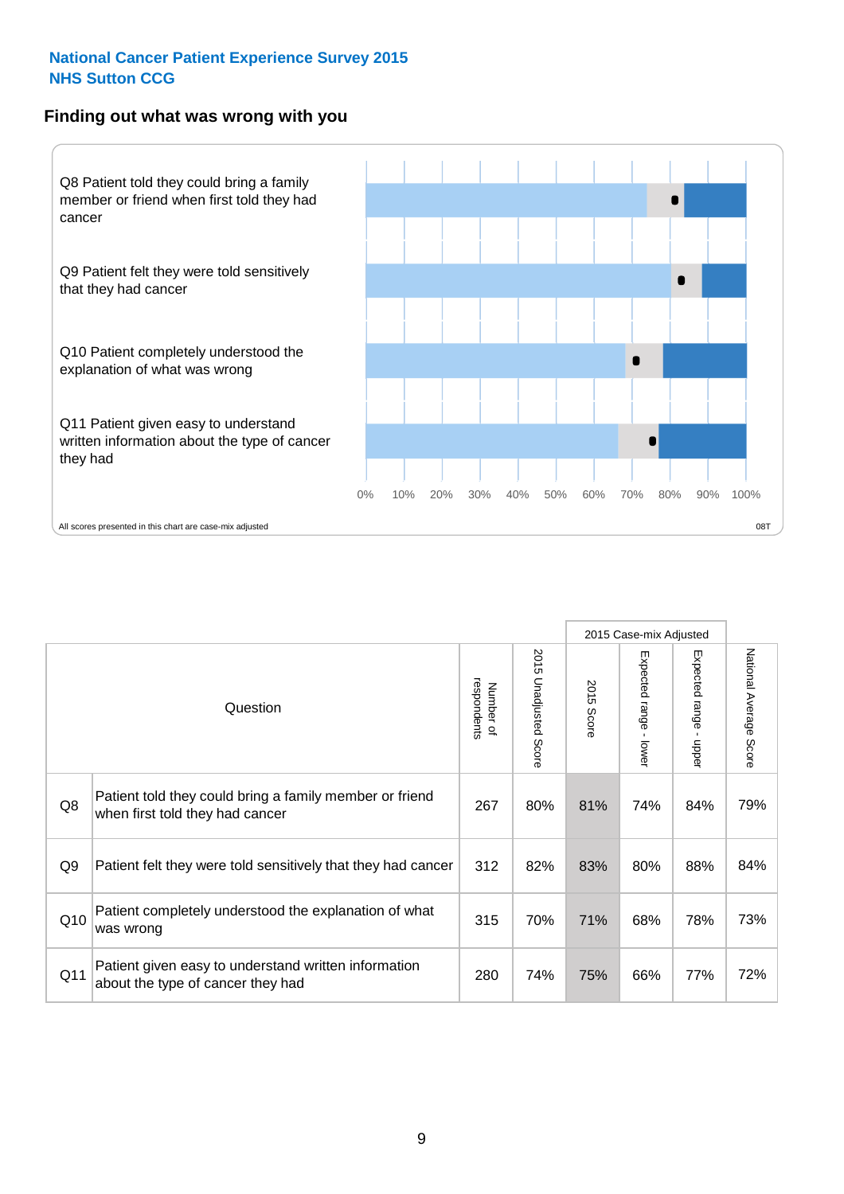National Cancer Patient Experience Survey 2015
NHS Sutton CCG

## Finding out what was wrong with you

Q8 Patient told they could bring a family member or friend when first told they had cancer

Q9 Patient felt they were told sensitively that they had cancer

Q10 Patient completely understood the explanation of what was wrong

Q11 Patient given easy to understand written information about the type of cancer they had

0% 10% 20% 30% 40% 50% 60% 70% 80% 90% 100%

All scores presented in this chart are case-mix adjusted

08T

| | Question | Number of respondents | 2015 Unadjusted Score | 2015 Case-mix Adjusted: 2015 Score | 2015 Case-mix Adjusted: Expected range - lower | 2015 Case-mix Adjusted: Expected range - upper | National Average Score |
|---|---|---|---|---|---|---|---|
| Q8 | Patient told they could bring a family member or friend when first told they had cancer | 267 | 80% | 81% | 74% | 84% | 79% |
| Q9 | Patient felt they were told sensitively that they had cancer | 312 | 82% | 83% | 80% | 88% | 84% |
| Q10 | Patient completely understood the explanation of what was wrong | 315 | 70% | 71% | 68% | 78% | 73% |
| Q11 | Patient given easy to understand written information about the type of cancer they had | 280 | 74% | 75% | 66% | 77% | 72% |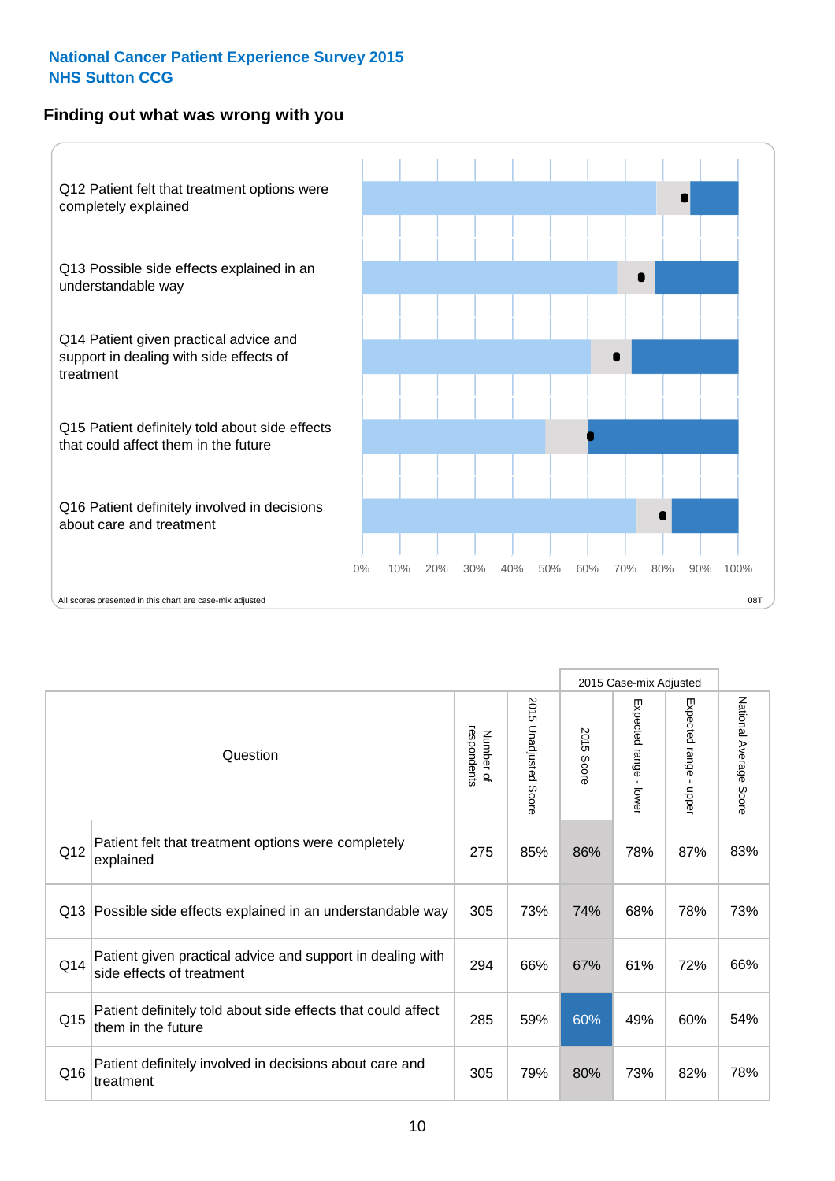**National Cancer Patient Experience Survey 2015**
**NHS Sutton CCG**

## Finding out what was wrong with you

Q12 Patient felt that treatment options were completely explained

Q13 Possible side effects explained in an understandable way

Q14 Patient given practical advice and support in dealing with side effects of treatment

Q15 Patient definitely told about side effects that could affect them in the future

Q16 Patient definitely involved in decisions about care and treatment

0% 10% 20% 30% 40% 50% 60% 70% 80% 90% 100%

All scores presented in this chart are case-mix adjusted

08T

| | Question | Number of respondents | 2015 Unadjusted Score | 2015 Case-mix Adjusted: 2015 Score | 2015 Case-mix Adjusted: Expected range - lower | 2015 Case-mix Adjusted: Expected range - upper | National Average Score |
|---|---|---|---|---|---|---|---|
| Q12 | Patient felt that treatment options were completely explained | 275 | 85% | 86% | 78% | 87% | 83% |
| Q13 | Possible side effects explained in an understandable way | 305 | 73% | 74% | 68% | 78% | 73% |
| Q14 | Patient given practical advice and support in dealing with side effects of treatment | 294 | 66% | 67% | 61% | 72% | 66% |
| Q15 | Patient definitely told about side effects that could affect them in the future | 285 | 59% | 60% | 49% | 60% | 54% |
| Q16 | Patient definitely involved in decisions about care and treatment | 305 | 79% | 80% | 73% | 82% | 78% |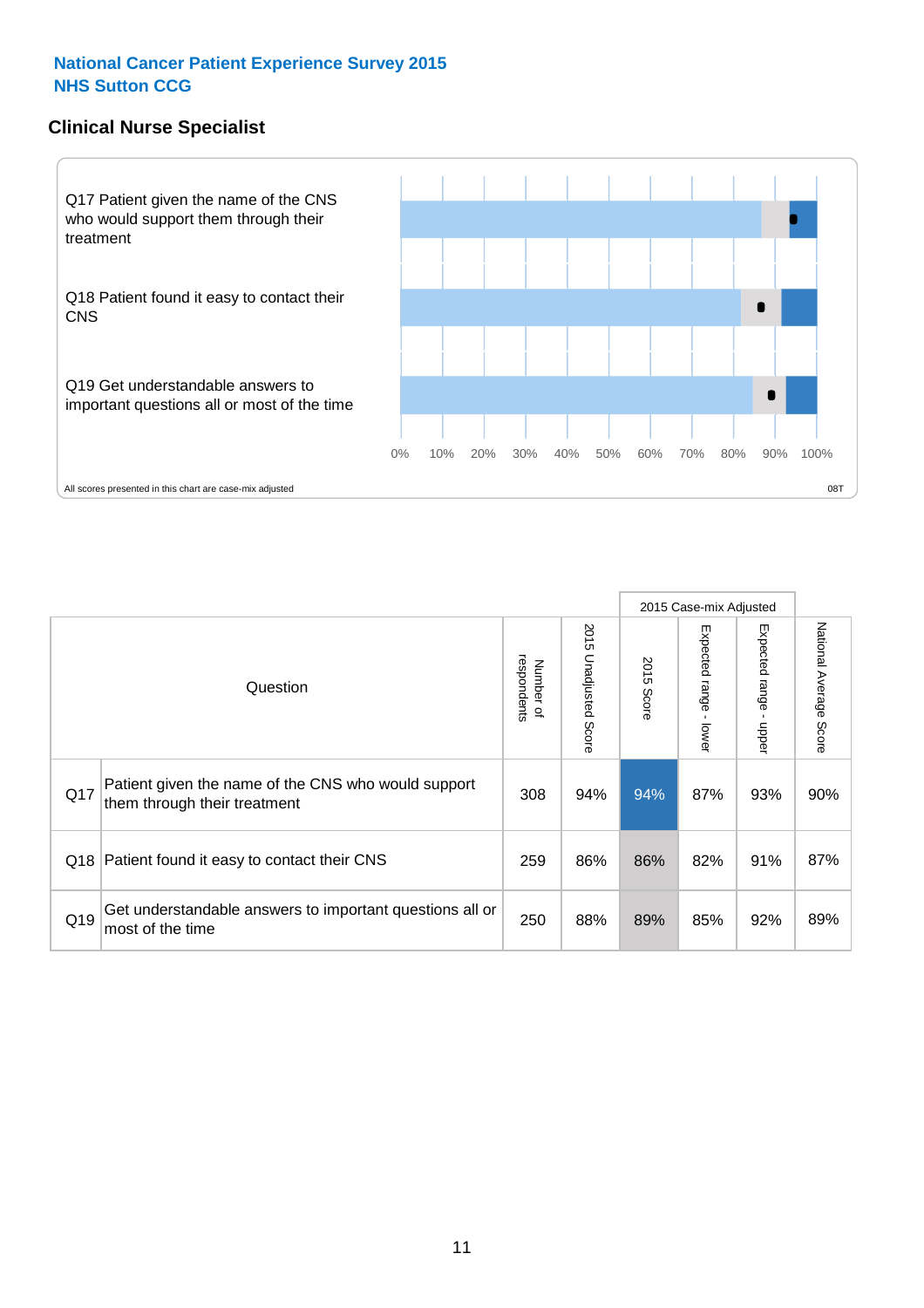**National Cancer Patient Experience Survey 2015**
**NHS Sutton CCG**

## Clinical Nurse Specialist

Q17 Patient given the name of the CNS who would support them through their treatment

Q18 Patient found it easy to contact their CNS

Q19 Get understandable answers to important questions all or most of the time

0% 10% 20% 30% 40% 50% 60% 70% 80% 90% 100%

All scores presented in this chart are case-mix adjusted

08T

| | Question | Number of respondents | 2015 Unadjusted Score | 2015 Case-mix Adjusted: 2015 Score | 2015 Case-mix Adjusted: Expected range - lower | 2015 Case-mix Adjusted: Expected range - upper | National Average Score |
|---|---|---|---|---|---|---|---|
| Q17 | Patient given the name of the CNS who would support them through their treatment | 308 | 94% | 94% | 87% | 93% | 90% |
| Q18 | Patient found it easy to contact their CNS | 259 | 86% | 86% | 82% | 91% | 87% |
| Q19 | Get understandable answers to important questions all or most of the time | 250 | 88% | 89% | 85% | 92% | 89% |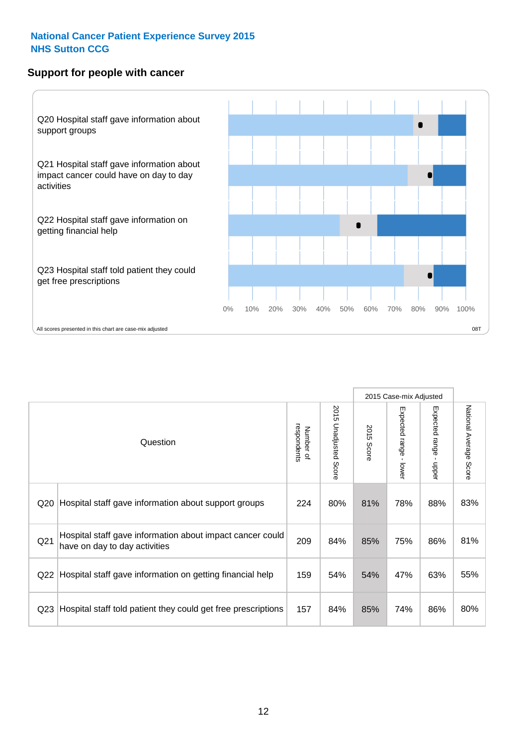National Cancer Patient Experience Survey 2015
NHS Sutton CCG

## Support for people with cancer

Q20 Hospital staff gave information about support groups

Q21 Hospital staff gave information about impact cancer could have on day to day activities

Q22 Hospital staff gave information on getting financial help

Q23 Hospital staff told patient they could get free prescriptions

0% 10% 20% 30% 40% 50% 60% 70% 80% 90% 100%

All scores presented in this chart are case-mix adjusted

08T

| Question | | Number of respondents | 2015 Unadjusted Score | 2015 Case-mix Adjusted | | | National Average Score |
|---|---|---|---|---|---|---|---|
| | | | | 2015 Score | Expected range - lower | Expected range - upper | |
| Q20 | Hospital staff gave information about support groups | 224 | 80% | 81% | 78% | 88% | 83% |
| Q21 | Hospital staff gave information about impact cancer could have on day to day activities | 209 | 84% | 85% | 75% | 86% | 81% |
| Q22 | Hospital staff gave information on getting financial help | 159 | 54% | 54% | 47% | 63% | 55% |
| Q23 | Hospital staff told patient they could get free prescriptions | 157 | 84% | 85% | 74% | 86% | 80% |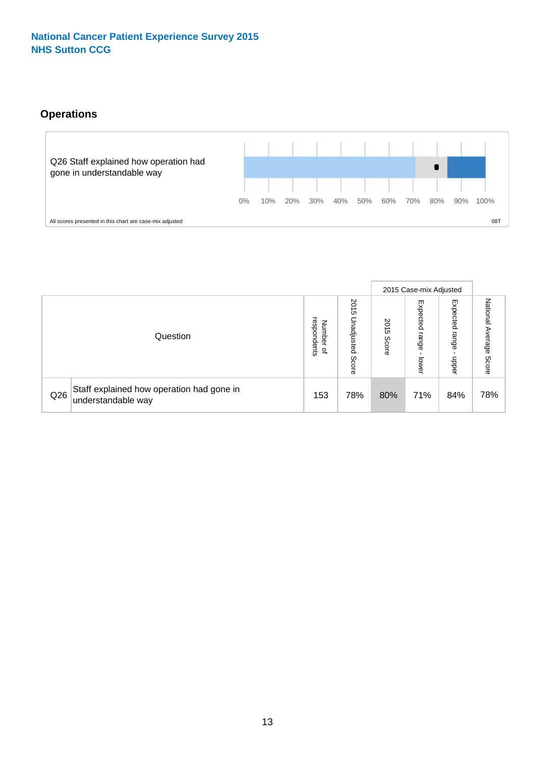National Cancer Patient Experience Survey 2015
NHS Sutton CCG

## Operations

Q26 Staff explained how operation had gone in understandable way

0% 10% 20% 30% 40% 50% 60% 70% 80% 90% 100%

All scores presented in this chart are case-mix adjusted

08T

| Question | | Number of respondents | 2015 Unadjusted Score | 2015 Case-mix Adjusted | | | National Average Score |
|---|---|---|---|---|---|---|---|
| | | | | 2015 Score | Expected range - lower | Expected range - upper | |
| Q26 | Staff explained how operation had gone in understandable way | 153 | 78% | 80% | 71% | 84% | 78% |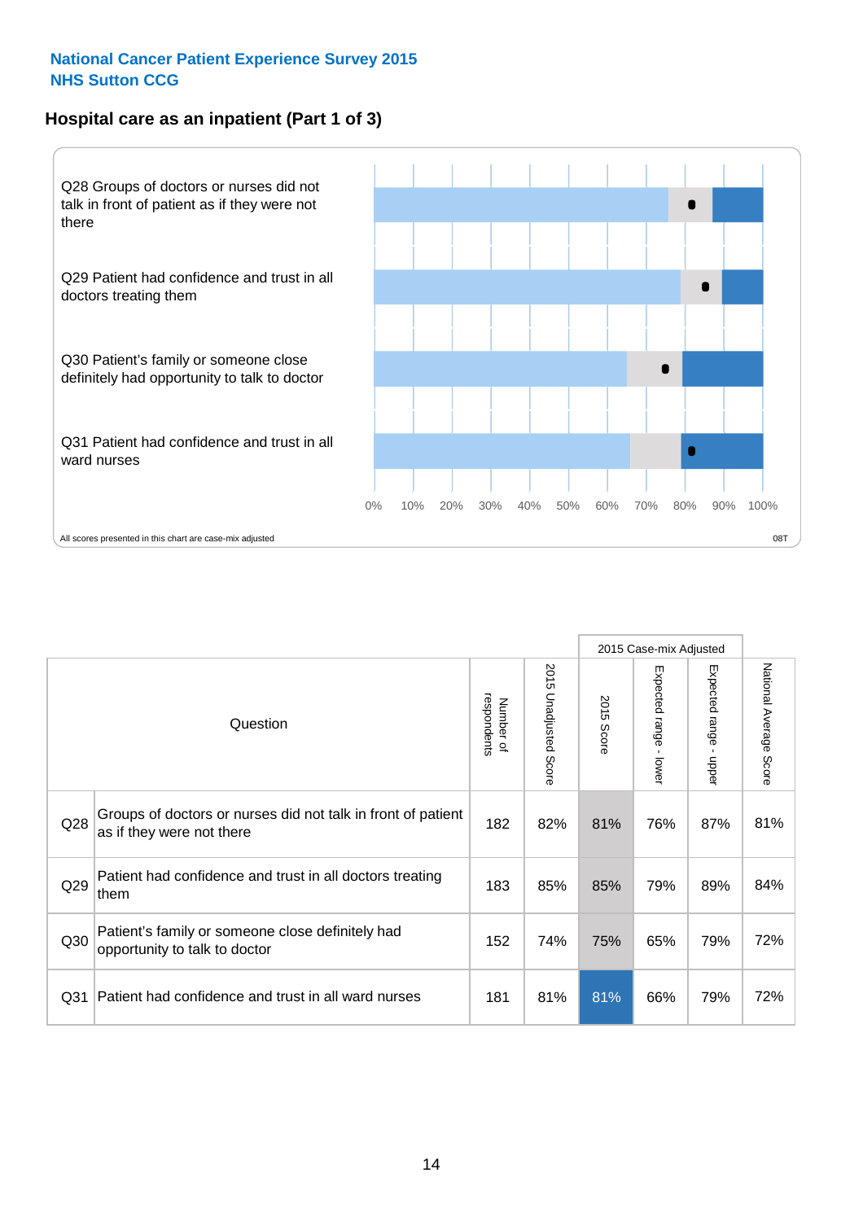**National Cancer Patient Experience Survey 2015**
**NHS Sutton CCG**

## Hospital care as an inpatient (Part 1 of 3)

Q28 Groups of doctors or nurses did not talk in front of patient as if they were not there

Q29 Patient had confidence and trust in all doctors treating them

Q30 Patient's family or someone close definitely had opportunity to talk to doctor

Q31 Patient had confidence and trust in all ward nurses

0% 10% 20% 30% 40% 50% 60% 70% 80% 90% 100%

All scores presented in this chart are case-mix adjusted

08T

| | Question | Number of respondents | 2015 Unadjusted Score | 2015 Case-mix Adjusted | | | National Average Score |
|---|---|---|---|---|---|---|---|
| | | | | 2015 Score | Expected range - lower | Expected range - upper | |
| Q28 | Groups of doctors or nurses did not talk in front of patient as if they were not there | 182 | 82% | 81% | 76% | 87% | 81% |
| Q29 | Patient had confidence and trust in all doctors treating them | 183 | 85% | 85% | 79% | 89% | 84% |
| Q30 | Patient's family or someone close definitely had opportunity to talk to doctor | 152 | 74% | 75% | 65% | 79% | 72% |
| Q31 | Patient had confidence and trust in all ward nurses | 181 | 81% | 81% | 66% | 79% | 72% |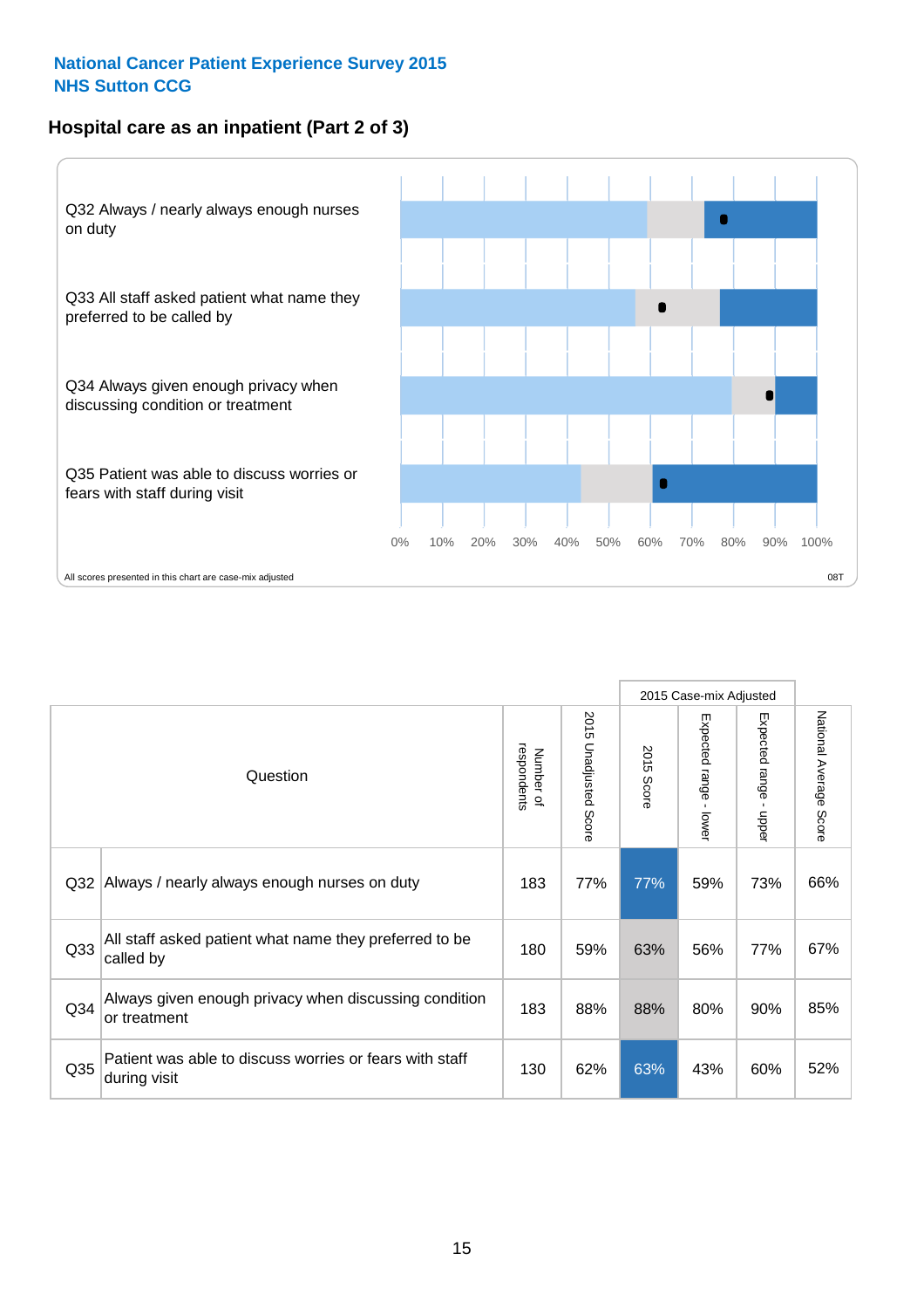**National Cancer Patient Experience Survey 2015**
**NHS Sutton CCG**

## Hospital care as an inpatient (Part 2 of 3)

Q32 Always / nearly always enough nurses on duty

Q33 All staff asked patient what name they preferred to be called by

Q34 Always given enough privacy when discussing condition or treatment

Q35 Patient was able to discuss worries or fears with staff during visit

0% 10% 20% 30% 40% 50% 60% 70% 80% 90% 100%

All scores presented in this chart are case-mix adjusted

08T

| | Question | Number of respondents | 2015 Unadjusted Score | 2015 Case-mix Adjusted: 2015 Score | 2015 Case-mix Adjusted: Expected range - lower | 2015 Case-mix Adjusted: Expected range - upper | National Average Score |
|---|---|---|---|---|---|---|---|
| Q32 | Always / nearly always enough nurses on duty | 183 | 77% | 77% | 59% | 73% | 66% |
| Q33 | All staff asked patient what name they preferred to be called by | 180 | 59% | 63% | 56% | 77% | 67% |
| Q34 | Always given enough privacy when discussing condition or treatment | 183 | 88% | 88% | 80% | 90% | 85% |
| Q35 | Patient was able to discuss worries or fears with staff during visit | 130 | 62% | 63% | 43% | 60% | 52% |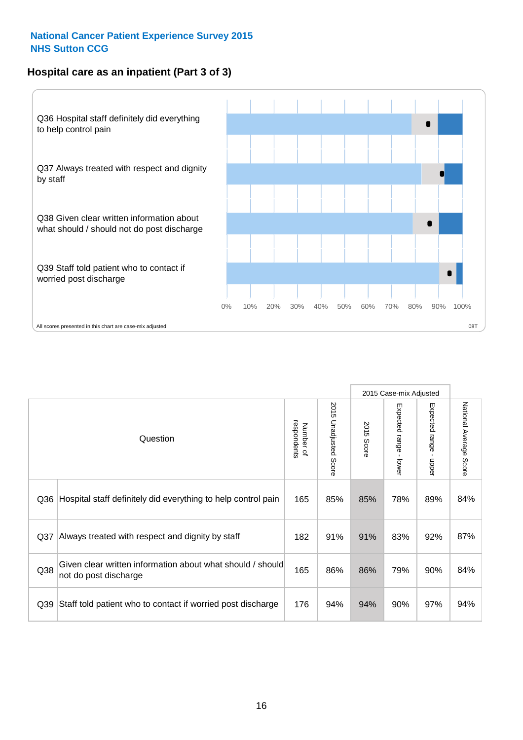National Cancer Patient Experience Survey 2015
NHS Sutton CCG

## Hospital care as an inpatient (Part 3 of 3)

Q36 Hospital staff definitely did everything to help control pain

Q37 Always treated with respect and dignity by staff

Q38 Given clear written information about what should / should not do post discharge

Q39 Staff told patient who to contact if worried post discharge

0% 10% 20% 30% 40% 50% 60% 70% 80% 90% 100%

All scores presented in this chart are case-mix adjusted

08T

| Question | | Number of respondents | 2015 Unadjusted Score | 2015 Case-mix Adjusted | | | National Average Score |
|---|---|---|---|---|---|---|---|
| | | | | 2015 Score | Expected range - lower | Expected range - upper | |
| Q36 | Hospital staff definitely did everything to help control pain | 165 | 85% | 85% | 78% | 89% | 84% |
| Q37 | Always treated with respect and dignity by staff | 182 | 91% | 91% | 83% | 92% | 87% |
| Q38 | Given clear written information about what should / should not do post discharge | 165 | 86% | 86% | 79% | 90% | 84% |
| Q39 | Staff told patient who to contact if worried post discharge | 176 | 94% | 94% | 90% | 97% | 94% |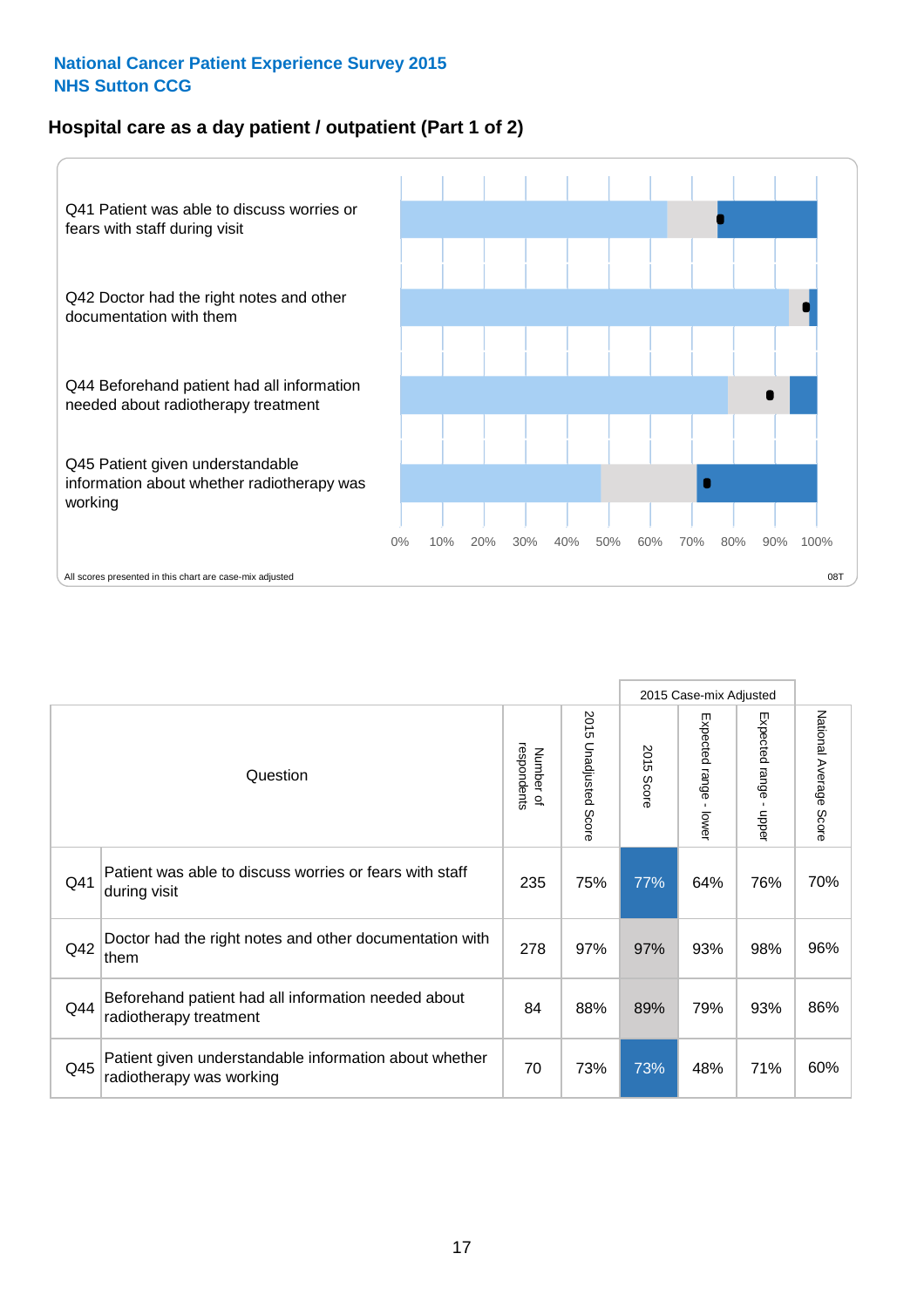**National Cancer Patient Experience Survey 2015**
**NHS Sutton CCG**

## Hospital care as a day patient / outpatient (Part 1 of 2)

Q41 Patient was able to discuss worries or fears with staff during visit

Q42 Doctor had the right notes and other documentation with them

Q44 Beforehand patient had all information needed about radiotherapy treatment

Q45 Patient given understandable information about whether radiotherapy was working

0% 10% 20% 30% 40% 50% 60% 70% 80% 90% 100%

All scores presented in this chart are case-mix adjusted

08T

| Question | | Number of respondents | 2015 Unadjusted Score | 2015 Case-mix Adjusted | | | National Average Score |
|---|---|---|---|---|---|---|---|
| | | | | 2015 Score | Expected range - lower | Expected range - upper | |
| Q41 | Patient was able to discuss worries or fears with staff during visit | 235 | 75% | 77% | 64% | 76% | 70% |
| Q42 | Doctor had the right notes and other documentation with them | 278 | 97% | 97% | 93% | 98% | 96% |
| Q44 | Beforehand patient had all information needed about radiotherapy treatment | 84 | 88% | 89% | 79% | 93% | 86% |
| Q45 | Patient given understandable information about whether radiotherapy was working | 70 | 73% | 73% | 48% | 71% | 60% |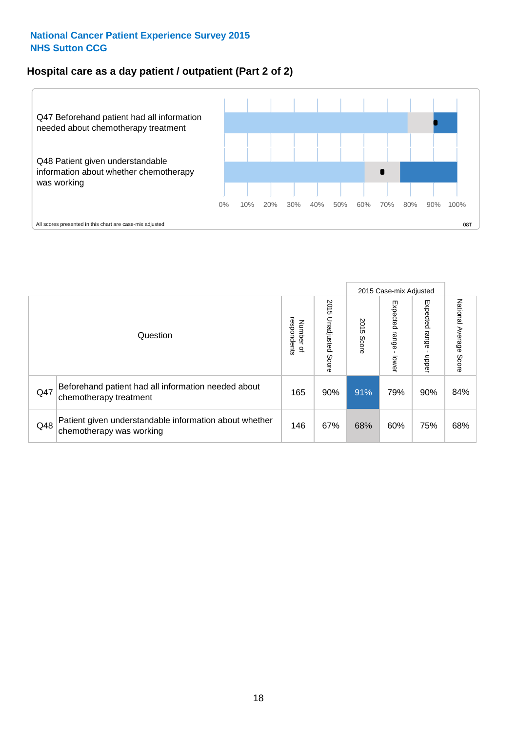National Cancer Patient Experience Survey 2015
NHS Sutton CCG

## Hospital care as a day patient / outpatient (Part 2 of 2)

Q47 Beforehand patient had all information needed about chemotherapy treatment

Q48 Patient given understandable information about whether chemotherapy was working

0% 10% 20% 30% 40% 50% 60% 70% 80% 90% 100%

All scores presented in this chart are case-mix adjusted

08T

| | Question | Number of respondents | 2015 Unadjusted Score | 2015 Case-mix Adjusted: 2015 Score | 2015 Case-mix Adjusted: Expected range - lower | 2015 Case-mix Adjusted: Expected range - upper | National Average Score |
|---|---|---|---|---|---|---|---|
| Q47 | Beforehand patient had all information needed about chemotherapy treatment | 165 | 90% | 91% | 79% | 90% | 84% |
| Q48 | Patient given understandable information about whether chemotherapy was working | 146 | 67% | 68% | 60% | 75% | 68% |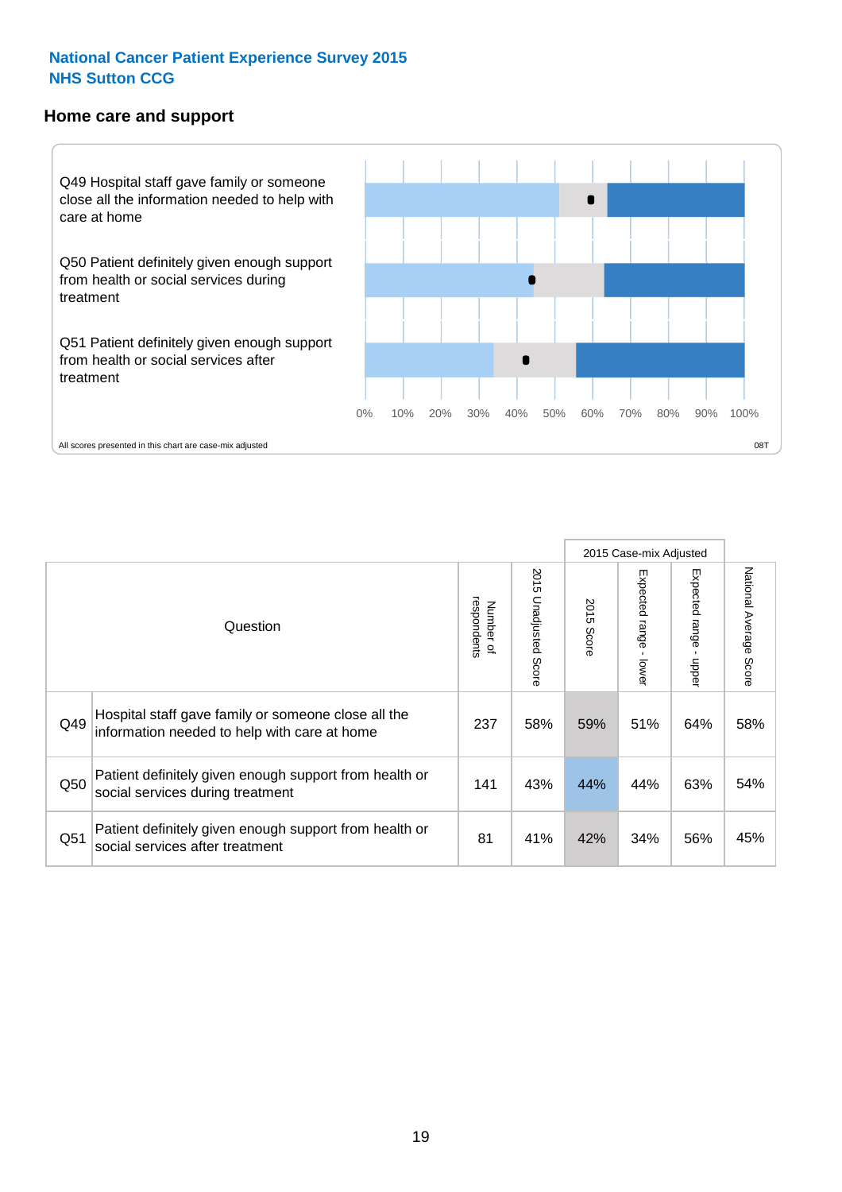National Cancer Patient Experience Survey 2015
NHS Sutton CCG

## Home care and support

Q49 Hospital staff gave family or someone close all the information needed to help with care at home

Q50 Patient definitely given enough support from health or social services during treatment

Q51 Patient definitely given enough support from health or social services after treatment

0% 10% 20% 30% 40% 50% 60% 70% 80% 90% 100%

All scores presented in this chart are case-mix adjusted

08T

| Question | | Number of respondents | 2015 Unadjusted Score | 2015 Case-mix Adjusted | | | National Average Score |
|---|---|---|---|---|---|---|---|
| | | | | 2015 Score | Expected range - lower | Expected range - upper | |
| Q49 | Hospital staff gave family or someone close all the information needed to help with care at home | 237 | 58% | 59% | 51% | 64% | 58% |
| Q50 | Patient definitely given enough support from health or social services during treatment | 141 | 43% | 44% | 44% | 63% | 54% |
| Q51 | Patient definitely given enough support from health or social services after treatment | 81 | 41% | 42% | 34% | 56% | 45% |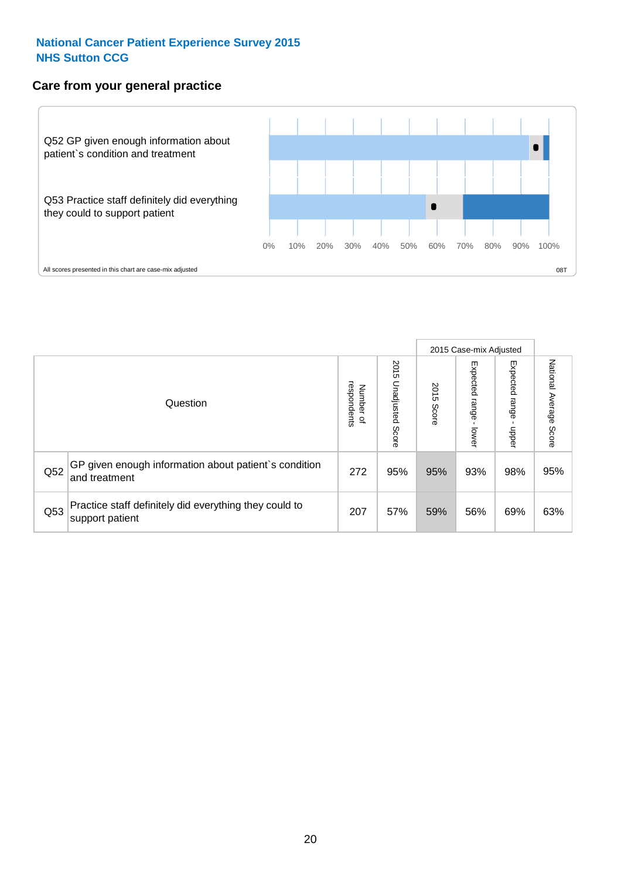National Cancer Patient Experience Survey 2015
NHS Sutton CCG

## Care from your general practice

Q52 GP given enough information about patient`s condition and treatment

Q53 Practice staff definitely did everything they could to support patient

0% 10% 20% 30% 40% 50% 60% 70% 80% 90% 100%

All scores presented in this chart are case-mix adjusted

08T

| Question | | Number of respondents | 2015 Unadjusted Score | 2015 Case-mix Adjusted: 2015 Score | 2015 Case-mix Adjusted: Expected range - lower | 2015 Case-mix Adjusted: Expected range - upper | National Average Score |
|---|---|---|---|---|---|---|---|
| Q52 | GP given enough information about patient`s condition and treatment | 272 | 95% | 95% | 93% | 98% | 95% |
| Q53 | Practice staff definitely did everything they could to support patient | 207 | 57% | 59% | 56% | 69% | 63% |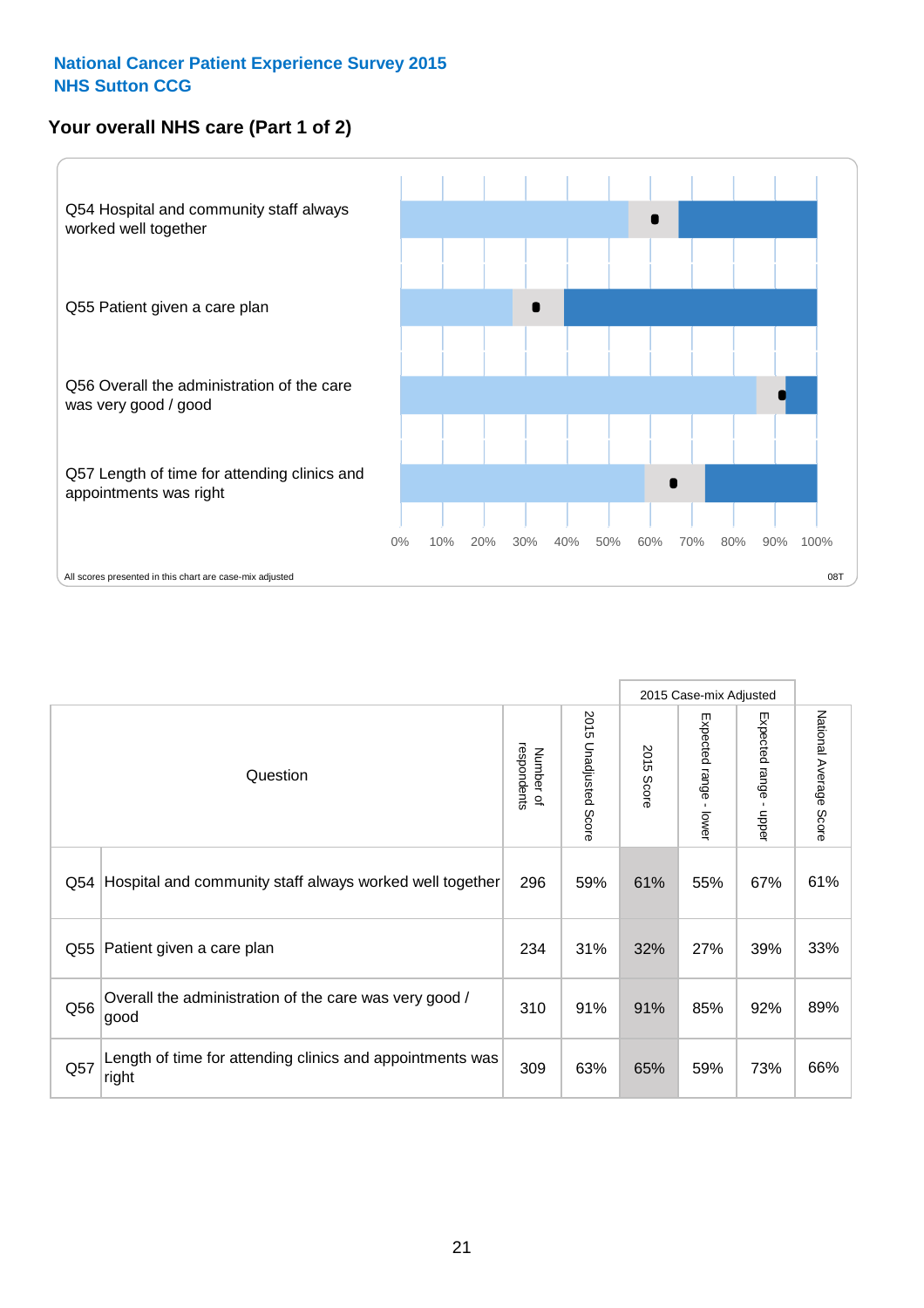National Cancer Patient Experience Survey 2015
NHS Sutton CCG

## Your overall NHS care (Part 1 of 2)

Q54 Hospital and community staff always worked well together

Q55 Patient given a care plan

Q56 Overall the administration of the care was very good / good

Q57 Length of time for attending clinics and appointments was right

0% 10% 20% 30% 40% 50% 60% 70% 80% 90% 100%

All scores presented in this chart are case-mix adjusted

08T

| Question | | Number of respondents | 2015 Unadjusted Score | 2015 Case-mix Adjusted: 2015 Score | 2015 Case-mix Adjusted: Expected range - lower | 2015 Case-mix Adjusted: Expected range - upper | National Average Score |
|---|---|---|---|---|---|---|---|
| Q54 | Hospital and community staff always worked well together | 296 | 59% | 61% | 55% | 67% | 61% |
| Q55 | Patient given a care plan | 234 | 31% | 32% | 27% | 39% | 33% |
| Q56 | Overall the administration of the care was very good / good | 310 | 91% | 91% | 85% | 92% | 89% |
| Q57 | Length of time for attending clinics and appointments was right | 309 | 63% | 65% | 59% | 73% | 66% |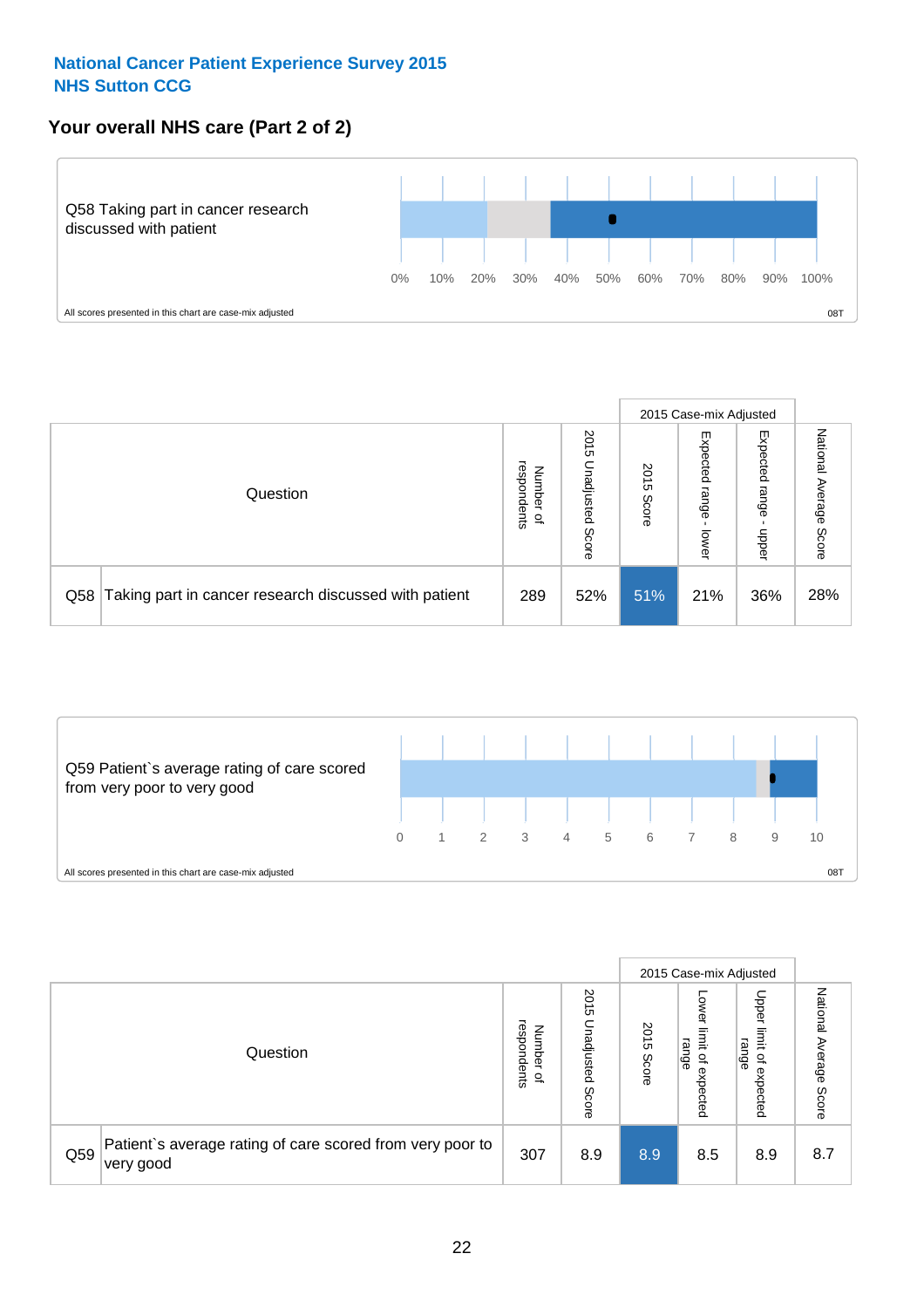National Cancer Patient Experience Survey 2015
NHS Sutton CCG

## Your overall NHS care (Part 2 of 2)

Q58 Taking part in cancer research discussed with patient

0% 10% 20% 30% 40% 50% 60% 70% 80% 90% 100%

All scores presented in this chart are case-mix adjusted

08T

| Question | | Number of respondents | 2015 Unadjusted Score | 2015 Case-mix Adjusted | | | National Average Score |
|---|---|---|---|---|---|---|---|
| | | | | 2015 Score | Expected range - lower | Expected range - upper | |
| Q58 | Taking part in cancer research discussed with patient | 289 | 52% | 51% | 21% | 36% | 28% |

Q59 Patient`s average rating of care scored from very poor to very good

0 1 2 3 4 5 6 7 8 9 10

All scores presented in this chart are case-mix adjusted

08T

| Question | | Number of respondents | 2015 Unadjusted Score | 2015 Case-mix Adjusted | | | National Average Score |
|---|---|---|---|---|---|---|---|
| | | | | 2015 Score | Lower limit of expected range | Upper limit of expected range | |
| Q59 | Patient`s average rating of care scored from very poor to very good | 307 | 8.9 | 8.9 | 8.5 | 8.9 | 8.7 |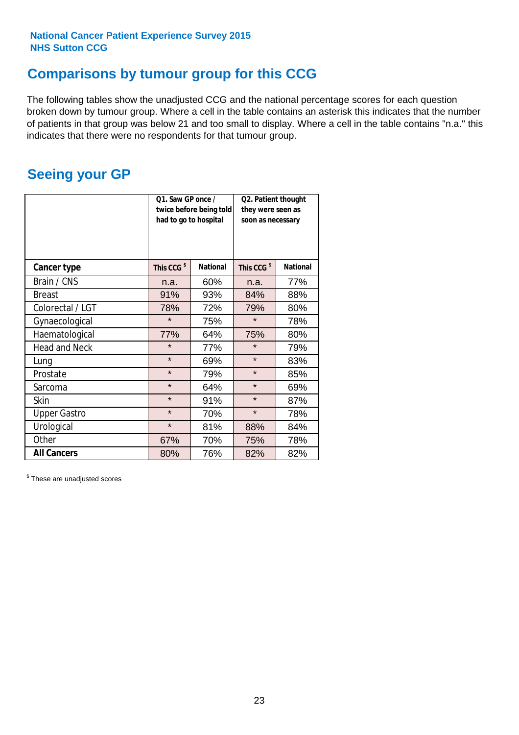National Cancer Patient Experience Survey 2015
NHS Sutton CCG

## Comparisons by tumour group for this CCG

The following tables show the unadjusted CCG and the national percentage scores for each question broken down by tumour group. Where a cell in the table contains an asterisk this indicates that the number of patients in that group was below 21 and too small to display. Where a cell in the table contains "n.a." this indicates that there were no respondents for that tumour group.

## Seeing your GP

| | Q1. Saw GP once / twice before being told had to go to hospital | | Q2. Patient thought they were seen as soon as necessary | |
|---|---|---|---|---|
| **Cancer type** | This CCG $ | National | This CCG $ | National |
| Brain / CNS | n.a. | 60% | n.a. | 77% |
| Breast | 91% | 93% | 84% | 88% |
| Colorectal / LGT | 78% | 72% | 79% | 80% |
| Gynaecological | * | 75% | * | 78% |
| Haematological | 77% | 64% | 75% | 80% |
| Head and Neck | * | 77% | * | 79% |
| Lung | * | 69% | * | 83% |
| Prostate | * | 79% | * | 85% |
| Sarcoma | * | 64% | * | 69% |
| Skin | * | 91% | * | 87% |
| Upper Gastro | * | 70% | * | 78% |
| Urological | * | 81% | 88% | 84% |
| Other | 67% | 70% | 75% | 78% |
| **All Cancers** | 80% | 76% | 82% | 82% |

$ These are unadjusted scores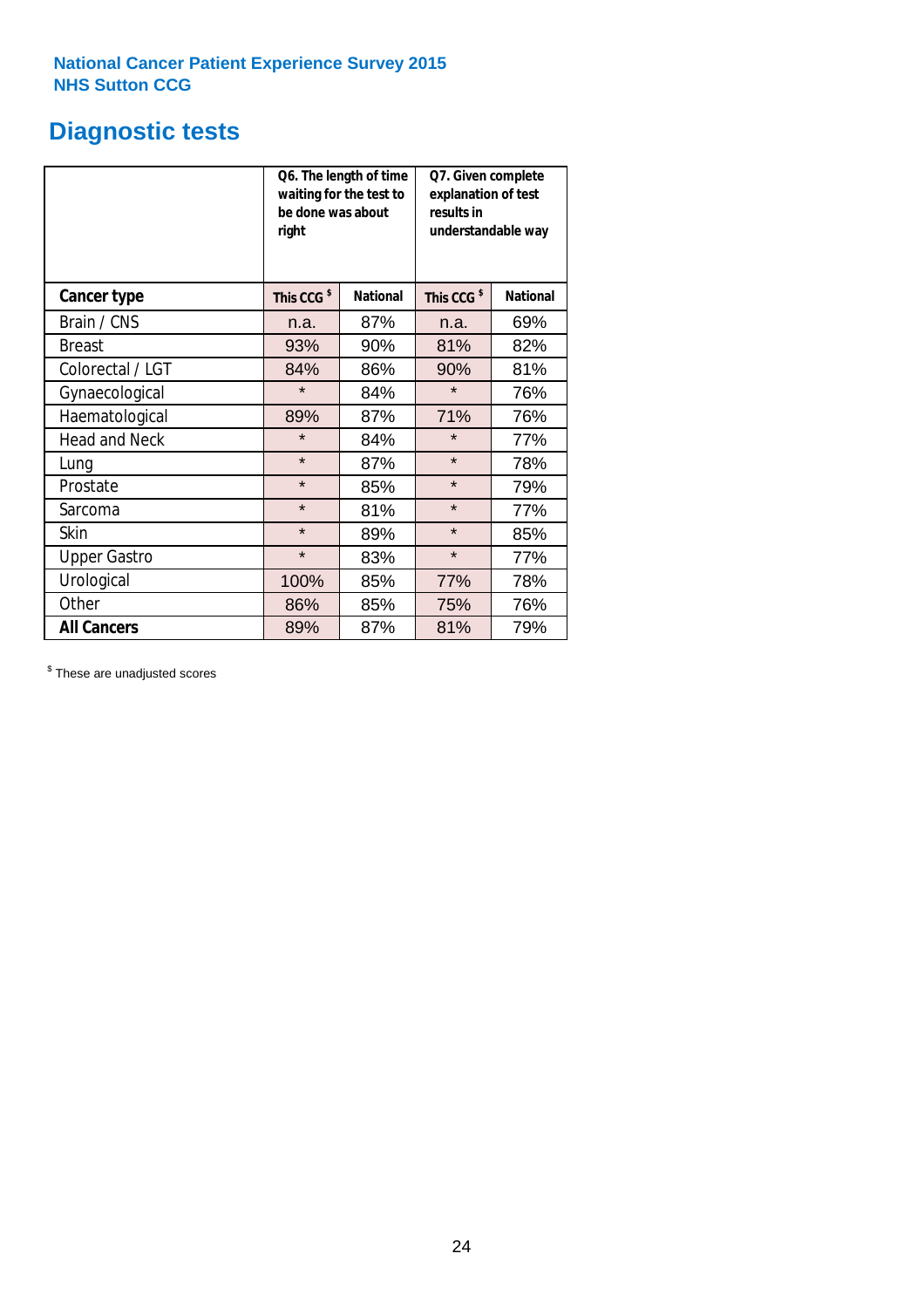National Cancer Patient Experience Survey 2015
NHS Sutton CCG

## Diagnostic tests

| | Q6. The length of time waiting for the test to be done was about right | | Q7. Given complete explanation of test results in understandable way | |
|---|---|---|---|---|
| **Cancer type** | **This CCG $** | **National** | **This CCG $** | **National** |
| Brain / CNS | n.a. | 87% | n.a. | 69% |
| Breast | 93% | 90% | 81% | 82% |
| Colorectal / LGT | 84% | 86% | 90% | 81% |
| Gynaecological | * | 84% | * | 76% |
| Haematological | 89% | 87% | 71% | 76% |
| Head and Neck | * | 84% | * | 77% |
| Lung | * | 87% | * | 78% |
| Prostate | * | 85% | * | 79% |
| Sarcoma | * | 81% | * | 77% |
| Skin | * | 89% | * | 85% |
| Upper Gastro | * | 83% | * | 77% |
| Urological | 100% | 85% | 77% | 78% |
| Other | 86% | 85% | 75% | 76% |
| **All Cancers** | 89% | 87% | 81% | 79% |

$ These are unadjusted scores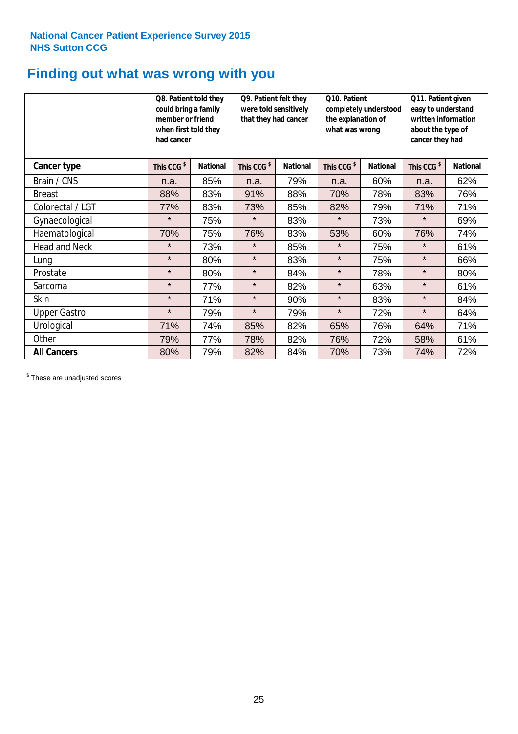National Cancer Patient Experience Survey 2015
NHS Sutton CCG

# Finding out what was wrong with you

| | Q8. Patient told they could bring a family member or friend when first told they had cancer | | Q9. Patient felt they were told sensitively that they had cancer | | Q10. Patient completely understood the explanation of what was wrong | | Q11. Patient given easy to understand written information about the type of cancer they had | |
|---|---|---|---|---|---|---|---|---|
| **Cancer type** | **This CCG $** | **National** | **This CCG $** | **National** | **This CCG $** | **National** | **This CCG $** | **National** |
| Brain / CNS | n.a. | 85% | n.a. | 79% | n.a. | 60% | n.a. | 62% |
| Breast | 88% | 83% | 91% | 88% | 70% | 78% | 83% | 76% |
| Colorectal / LGT | 77% | 83% | 73% | 85% | 82% | 79% | 71% | 71% |
| Gynaecological | * | 75% | * | 83% | * | 73% | * | 69% |
| Haematological | 70% | 75% | 76% | 83% | 53% | 60% | 76% | 74% |
| Head and Neck | * | 73% | * | 85% | * | 75% | * | 61% |
| Lung | * | 80% | * | 83% | * | 75% | * | 66% |
| Prostate | * | 80% | * | 84% | * | 78% | * | 80% |
| Sarcoma | * | 77% | * | 82% | * | 63% | * | 61% |
| Skin | * | 71% | * | 90% | * | 83% | * | 84% |
| Upper Gastro | * | 79% | * | 79% | * | 72% | * | 64% |
| Urological | 71% | 74% | 85% | 82% | 65% | 76% | 64% | 71% |
| Other | 79% | 77% | 78% | 82% | 76% | 72% | 58% | 61% |
| **All Cancers** | 80% | 79% | 82% | 84% | 70% | 73% | 74% | 72% |

$ These are unadjusted scores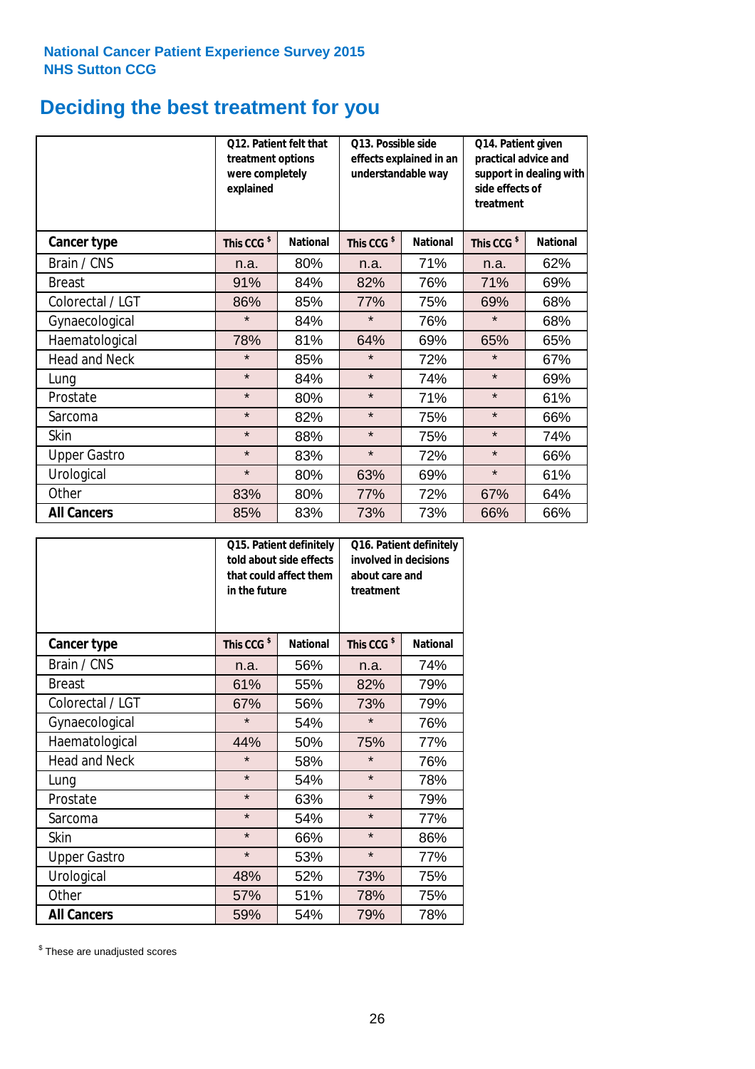National Cancer Patient Experience Survey 2015
NHS Sutton CCG

# Deciding the best treatment for you

| | Q12. Patient felt that treatment options were completely explained | | Q13. Possible side effects explained in an understandable way | | Q14. Patient given practical advice and support in dealing with side effects of treatment | |
|---|---|---|---|---|---|---|
| **Cancer type** | **This CCG $** | **National** | **This CCG $** | **National** | **This CCG $** | **National** |
| Brain / CNS | n.a. | 80% | n.a. | 71% | n.a. | 62% |
| Breast | 91% | 84% | 82% | 76% | 71% | 69% |
| Colorectal / LGT | 86% | 85% | 77% | 75% | 69% | 68% |
| Gynaecological | * | 84% | * | 76% | * | 68% |
| Haematological | 78% | 81% | 64% | 69% | 65% | 65% |
| Head and Neck | * | 85% | * | 72% | * | 67% |
| Lung | * | 84% | * | 74% | * | 69% |
| Prostate | * | 80% | * | 71% | * | 61% |
| Sarcoma | * | 82% | * | 75% | * | 66% |
| Skin | * | 88% | * | 75% | * | 74% |
| Upper Gastro | * | 83% | * | 72% | * | 66% |
| Urological | * | 80% | 63% | 69% | * | 61% |
| Other | 83% | 80% | 77% | 72% | 67% | 64% |
| **All Cancers** | 85% | 83% | 73% | 73% | 66% | 66% |

| | Q15. Patient definitely told about side effects that could affect them in the future | | Q16. Patient definitely involved in decisions about care and treatment | |
|---|---|---|---|---|
| **Cancer type** | **This CCG $** | **National** | **This CCG $** | **National** |
| Brain / CNS | n.a. | 56% | n.a. | 74% |
| Breast | 61% | 55% | 82% | 79% |
| Colorectal / LGT | 67% | 56% | 73% | 79% |
| Gynaecological | * | 54% | * | 76% |
| Haematological | 44% | 50% | 75% | 77% |
| Head and Neck | * | 58% | * | 76% |
| Lung | * | 54% | * | 78% |
| Prostate | * | 63% | * | 79% |
| Sarcoma | * | 54% | * | 77% |
| Skin | * | 66% | * | 86% |
| Upper Gastro | * | 53% | * | 77% |
| Urological | 48% | 52% | 73% | 75% |
| Other | 57% | 51% | 78% | 75% |
| **All Cancers** | 59% | 54% | 79% | 78% |

$ These are unadjusted scores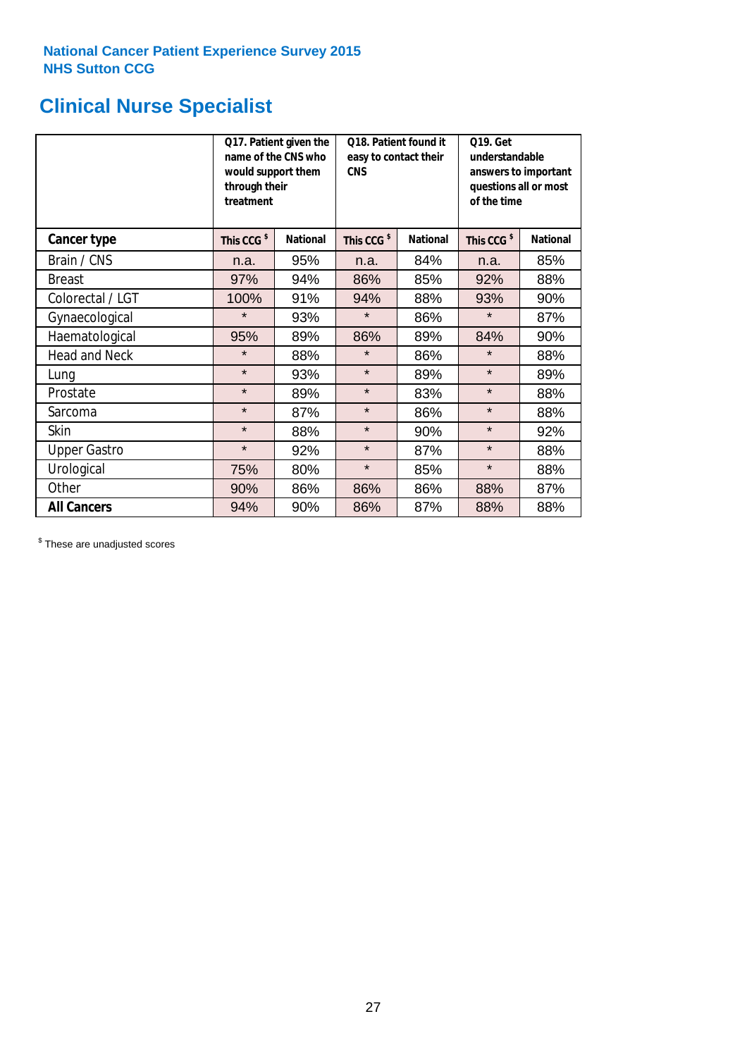**National Cancer Patient Experience Survey 2015**
**NHS Sutton CCG**

# Clinical Nurse Specialist

| | Q17. Patient given the name of the CNS who would support them through their treatment | | Q18. Patient found it easy to contact their CNS | | Q19. Get understandable answers to important questions all or most of the time | |
|---|---|---|---|---|---|---|
| **Cancer type** | **This CCG $** | **National** | **This CCG $** | **National** | **This CCG $** | **National** |
| Brain / CNS | n.a. | 95% | n.a. | 84% | n.a. | 85% |
| Breast | 97% | 94% | 86% | 85% | 92% | 88% |
| Colorectal / LGT | 100% | 91% | 94% | 88% | 93% | 90% |
| Gynaecological | * | 93% | * | 86% | * | 87% |
| Haematological | 95% | 89% | 86% | 89% | 84% | 90% |
| Head and Neck | * | 88% | * | 86% | * | 88% |
| Lung | * | 93% | * | 89% | * | 89% |
| Prostate | * | 89% | * | 83% | * | 88% |
| Sarcoma | * | 87% | * | 86% | * | 88% |
| Skin | * | 88% | * | 90% | * | 92% |
| Upper Gastro | * | 92% | * | 87% | * | 88% |
| Urological | 75% | 80% | * | 85% | * | 88% |
| Other | 90% | 86% | 86% | 86% | 88% | 87% |
| **All Cancers** | 94% | 90% | 86% | 87% | 88% | 88% |

$ These are unadjusted scores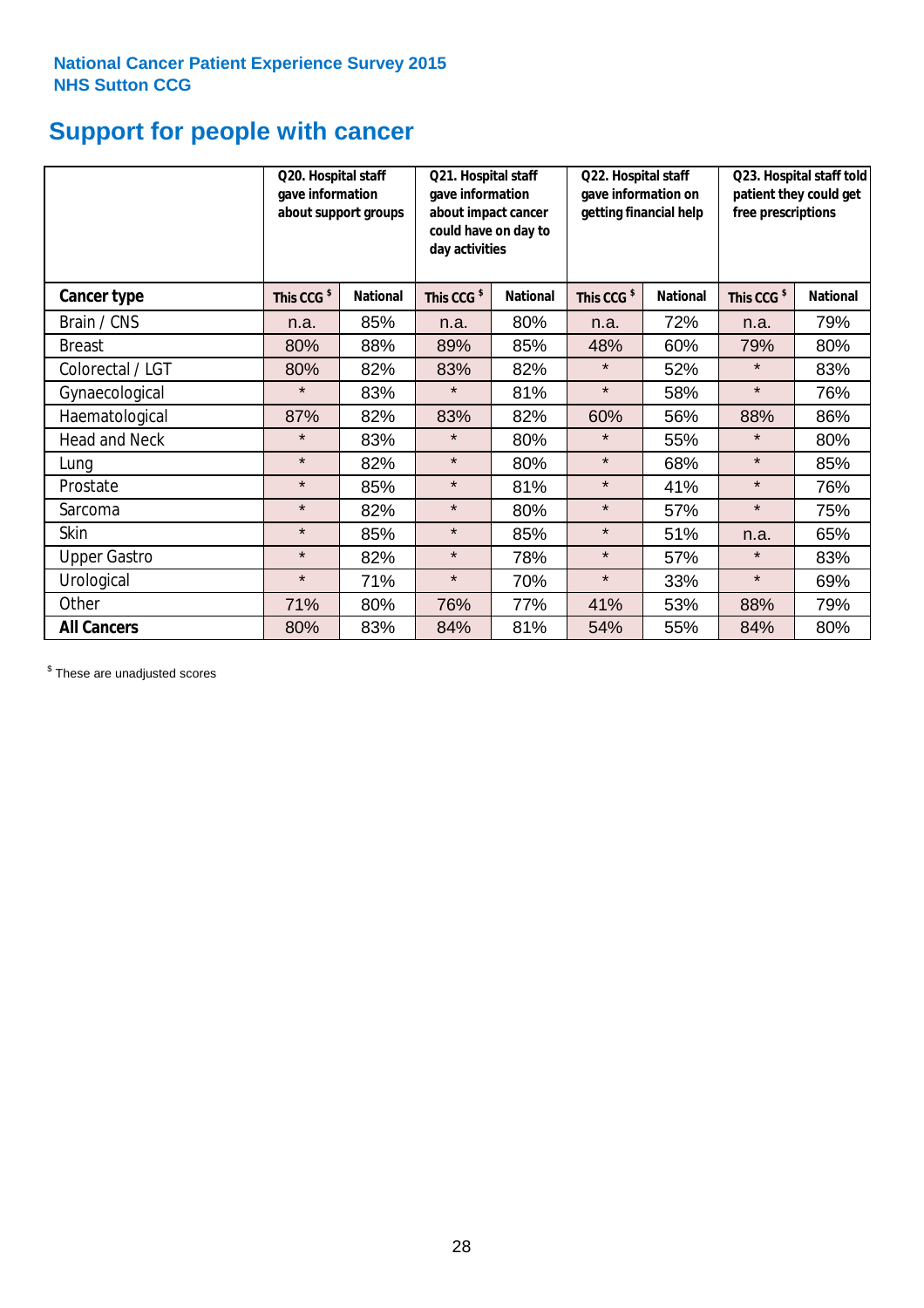National Cancer Patient Experience Survey 2015
NHS Sutton CCG

# Support for people with cancer

| | Q20. Hospital staff gave information about support groups | | Q21. Hospital staff gave information about impact cancer could have on day to day activities | | Q22. Hospital staff gave information on getting financial help | | Q23. Hospital staff told patient they could get free prescriptions | |
|---|---|---|---|---|---|---|---|---|
| **Cancer type** | **This CCG $** | **National** | **This CCG $** | **National** | **This CCG $** | **National** | **This CCG $** | **National** |
| Brain / CNS | n.a. | 85% | n.a. | 80% | n.a. | 72% | n.a. | 79% |
| Breast | 80% | 88% | 89% | 85% | 48% | 60% | 79% | 80% |
| Colorectal / LGT | 80% | 82% | 83% | 82% | * | 52% | * | 83% |
| Gynaecological | * | 83% | * | 81% | * | 58% | * | 76% |
| Haematological | 87% | 82% | 83% | 82% | 60% | 56% | 88% | 86% |
| Head and Neck | * | 83% | * | 80% | * | 55% | * | 80% |
| Lung | * | 82% | * | 80% | * | 68% | * | 85% |
| Prostate | * | 85% | * | 81% | * | 41% | * | 76% |
| Sarcoma | * | 82% | * | 80% | * | 57% | * | 75% |
| Skin | * | 85% | * | 85% | * | 51% | n.a. | 65% |
| Upper Gastro | * | 82% | * | 78% | * | 57% | * | 83% |
| Urological | * | 71% | * | 70% | * | 33% | * | 69% |
| Other | 71% | 80% | 76% | 77% | 41% | 53% | 88% | 79% |
| **All Cancers** | 80% | 83% | 84% | 81% | 54% | 55% | 84% | 80% |

$ These are unadjusted scores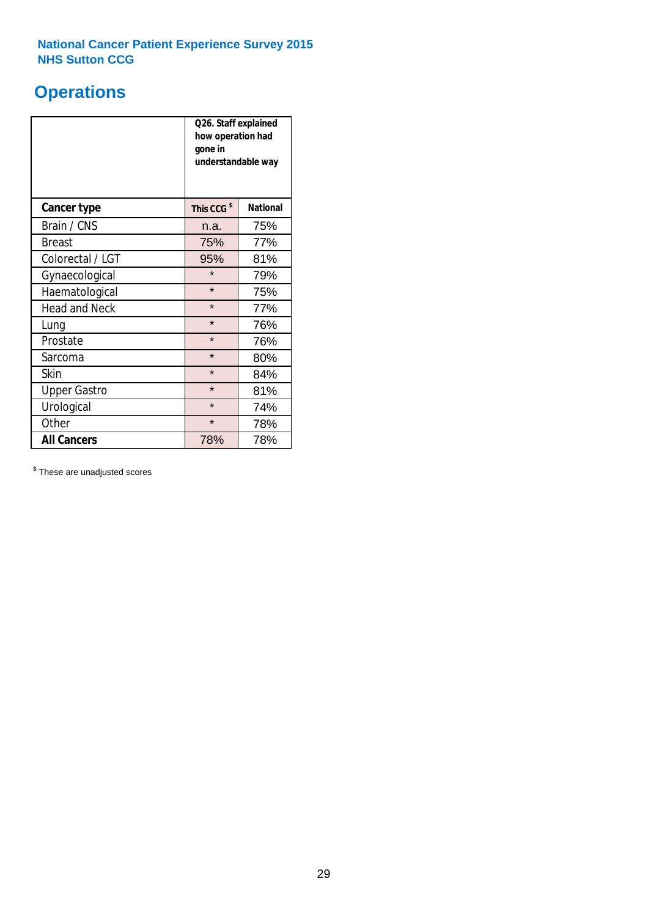National Cancer Patient Experience Survey 2015
NHS Sutton CCG

# Operations

| | Q26. Staff explained how operation had gone in understandable way | |
|---|---|---|
| **Cancer type** | **This CCG $** | **National** |
| Brain / CNS | n.a. | 75% |
| Breast | 75% | 77% |
| Colorectal / LGT | 95% | 81% |
| Gynaecological | * | 79% |
| Haematological | * | 75% |
| Head and Neck | * | 77% |
| Lung | * | 76% |
| Prostate | * | 76% |
| Sarcoma | * | 80% |
| Skin | * | 84% |
| Upper Gastro | * | 81% |
| Urological | * | 74% |
| Other | * | 78% |
| **All Cancers** | 78% | 78% |

$ These are unadjusted scores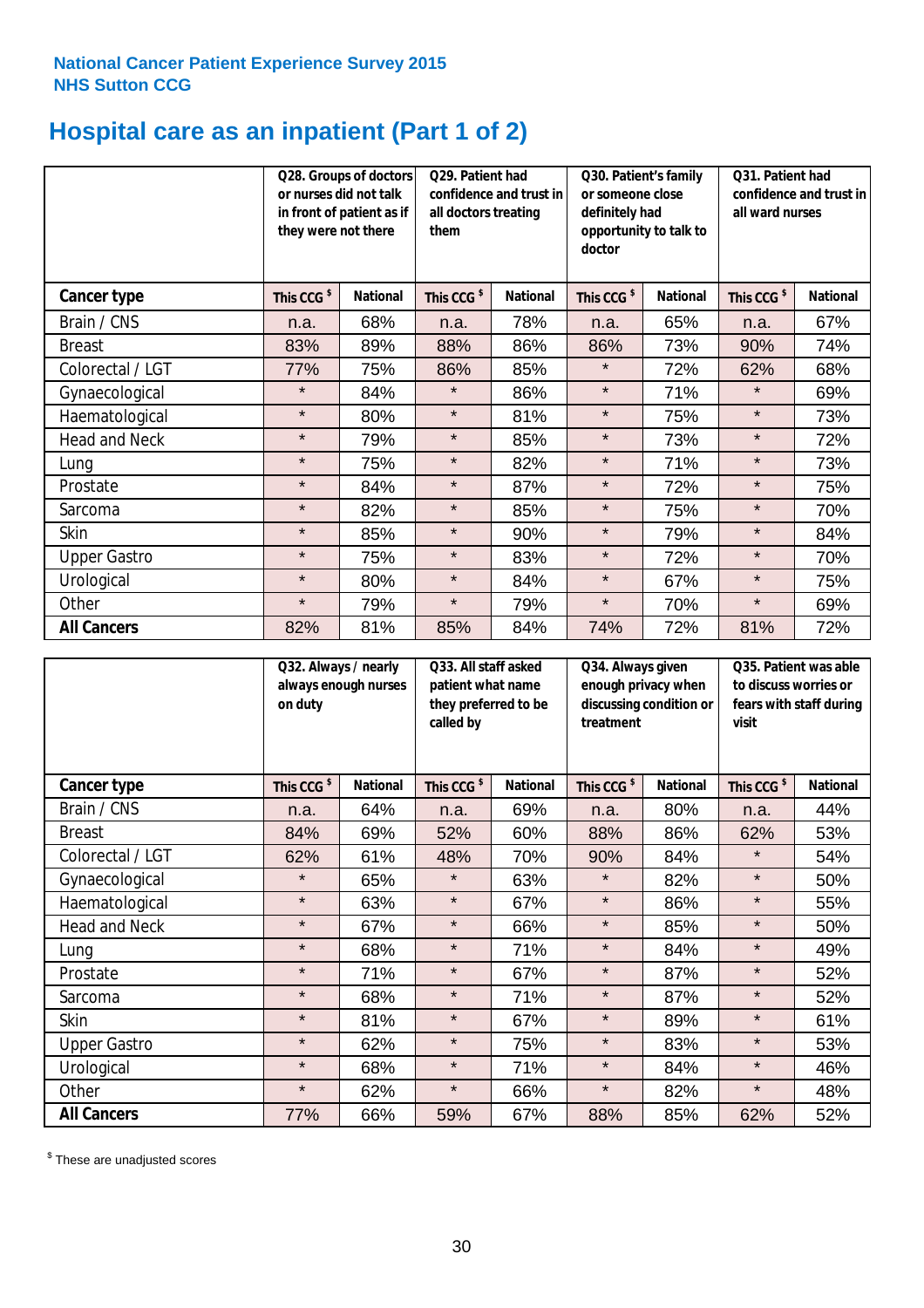National Cancer Patient Experience Survey 2015
NHS Sutton CCG

# Hospital care as an inpatient (Part 1 of 2)

| | Q28. Groups of doctors or nurses did not talk in front of patient as if they were not there | | Q29. Patient had confidence and trust in all doctors treating them | | Q30. Patient's family or someone close definitely had opportunity to talk to doctor | | Q31. Patient had confidence and trust in all ward nurses | |
|---|---|---|---|---|---|---|---|---|
| **Cancer type** | **This CCG $** | **National** | **This CCG $** | **National** | **This CCG $** | **National** | **This CCG $** | **National** |
| Brain / CNS | n.a. | 68% | n.a. | 78% | n.a. | 65% | n.a. | 67% |
| Breast | 83% | 89% | 88% | 86% | 86% | 73% | 90% | 74% |
| Colorectal / LGT | 77% | 75% | 86% | 85% | * | 72% | 62% | 68% |
| Gynaecological | * | 84% | * | 86% | * | 71% | * | 69% |
| Haematological | * | 80% | * | 81% | * | 75% | * | 73% |
| Head and Neck | * | 79% | * | 85% | * | 73% | * | 72% |
| Lung | * | 75% | * | 82% | * | 71% | * | 73% |
| Prostate | * | 84% | * | 87% | * | 72% | * | 75% |
| Sarcoma | * | 82% | * | 85% | * | 75% | * | 70% |
| Skin | * | 85% | * | 90% | * | 79% | * | 84% |
| Upper Gastro | * | 75% | * | 83% | * | 72% | * | 70% |
| Urological | * | 80% | * | 84% | * | 67% | * | 75% |
| Other | * | 79% | * | 79% | * | 70% | * | 69% |
| **All Cancers** | 82% | 81% | 85% | 84% | 74% | 72% | 81% | 72% |

| | Q32. Always / nearly always enough nurses on duty | | Q33. All staff asked patient what name they preferred to be called by | | Q34. Always given enough privacy when discussing condition or treatment | | Q35. Patient was able to discuss worries or fears with staff during visit | |
|---|---|---|---|---|---|---|---|---|
| **Cancer type** | **This CCG $** | **National** | **This CCG $** | **National** | **This CCG $** | **National** | **This CCG $** | **National** |
| Brain / CNS | n.a. | 64% | n.a. | 69% | n.a. | 80% | n.a. | 44% |
| Breast | 84% | 69% | 52% | 60% | 88% | 86% | 62% | 53% |
| Colorectal / LGT | 62% | 61% | 48% | 70% | 90% | 84% | * | 54% |
| Gynaecological | * | 65% | * | 63% | * | 82% | * | 50% |
| Haematological | * | 63% | * | 67% | * | 86% | * | 55% |
| Head and Neck | * | 67% | * | 66% | * | 85% | * | 50% |
| Lung | * | 68% | * | 71% | * | 84% | * | 49% |
| Prostate | * | 71% | * | 67% | * | 87% | * | 52% |
| Sarcoma | * | 68% | * | 71% | * | 87% | * | 52% |
| Skin | * | 81% | * | 67% | * | 89% | * | 61% |
| Upper Gastro | * | 62% | * | 75% | * | 83% | * | 53% |
| Urological | * | 68% | * | 71% | * | 84% | * | 46% |
| Other | * | 62% | * | 66% | * | 82% | * | 48% |
| **All Cancers** | 77% | 66% | 59% | 67% | 88% | 85% | 62% | 52% |

$ These are unadjusted scores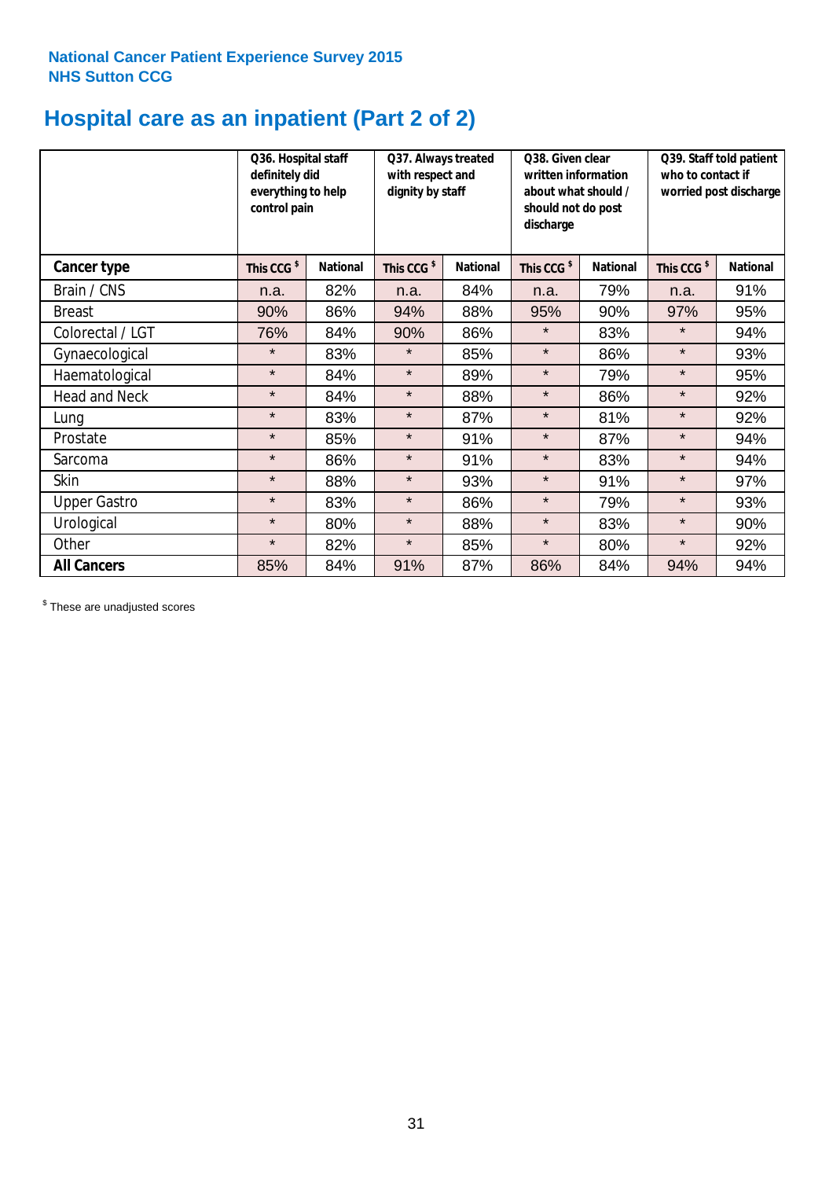National Cancer Patient Experience Survey 2015
NHS Sutton CCG

# Hospital care as an inpatient (Part 2 of 2)

| | Q36. Hospital staff definitely did everything to help control pain | | Q37. Always treated with respect and dignity by staff | | Q38. Given clear written information about what should / should not do post discharge | | Q39. Staff told patient who to contact if worried post discharge | |
|---|---|---|---|---|---|---|---|---|
| **Cancer type** | This CCG $ | National | This CCG $ | National | This CCG $ | National | This CCG $ | National |
| Brain / CNS | n.a. | 82% | n.a. | 84% | n.a. | 79% | n.a. | 91% |
| Breast | 90% | 86% | 94% | 88% | 95% | 90% | 97% | 95% |
| Colorectal / LGT | 76% | 84% | 90% | 86% | * | 83% | * | 94% |
| Gynaecological | * | 83% | * | 85% | * | 86% | * | 93% |
| Haematological | * | 84% | * | 89% | * | 79% | * | 95% |
| Head and Neck | * | 84% | * | 88% | * | 86% | * | 92% |
| Lung | * | 83% | * | 87% | * | 81% | * | 92% |
| Prostate | * | 85% | * | 91% | * | 87% | * | 94% |
| Sarcoma | * | 86% | * | 91% | * | 83% | * | 94% |
| Skin | * | 88% | * | 93% | * | 91% | * | 97% |
| Upper Gastro | * | 83% | * | 86% | * | 79% | * | 93% |
| Urological | * | 80% | * | 88% | * | 83% | * | 90% |
| Other | * | 82% | * | 85% | * | 80% | * | 92% |
| **All Cancers** | 85% | 84% | 91% | 87% | 86% | 84% | 94% | 94% |

$ These are unadjusted scores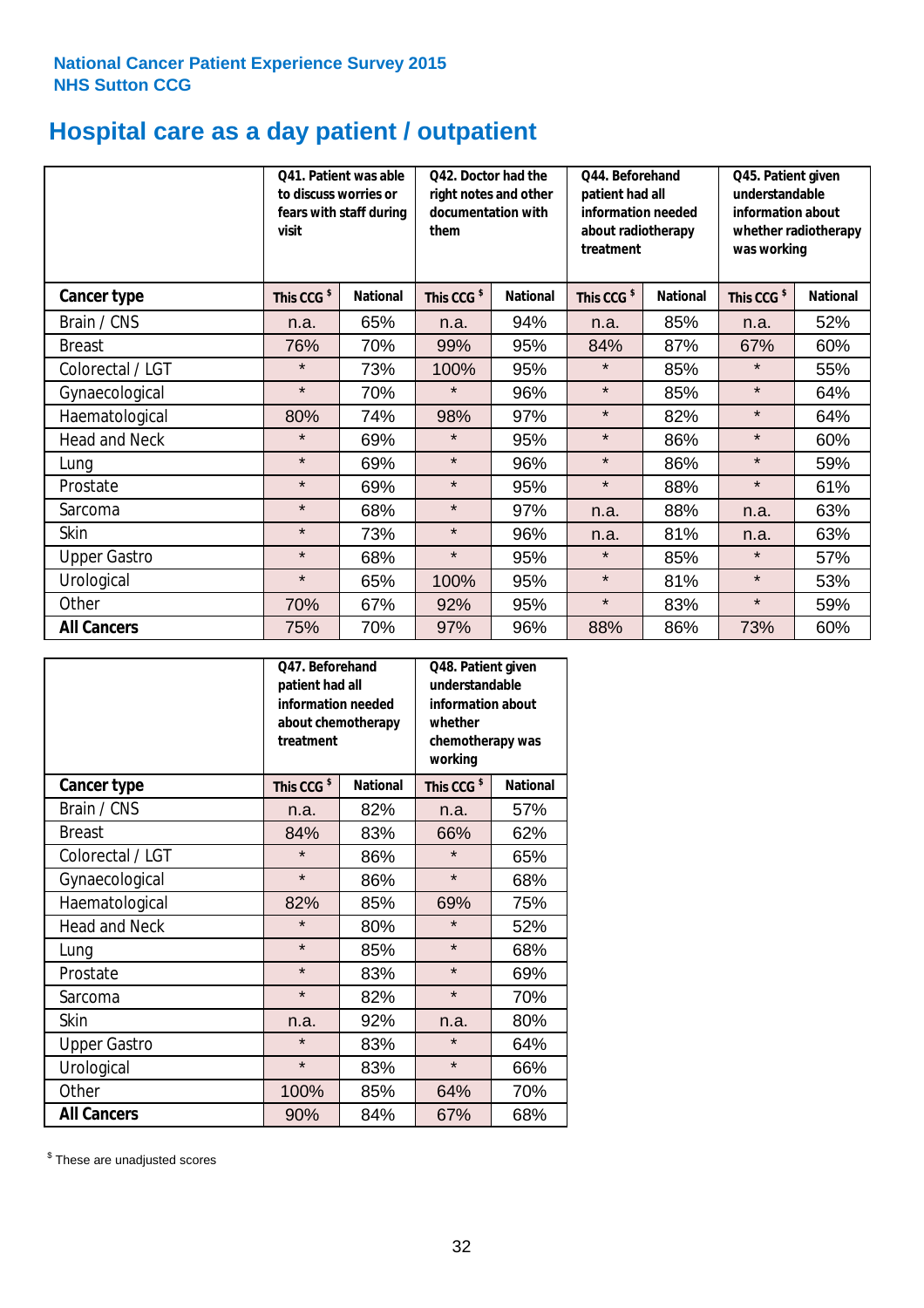National Cancer Patient Experience Survey 2015
NHS Sutton CCG

# Hospital care as a day patient / outpatient

| | Q41. Patient was able to discuss worries or fears with staff during visit | | Q42. Doctor had the right notes and other documentation with them | | Q44. Beforehand patient had all information needed about radiotherapy treatment | | Q45. Patient given understandable information about whether radiotherapy was working | |
|---|---|---|---|---|---|---|---|---|
| **Cancer type** | This CCG $ | National | This CCG $ | National | This CCG $ | National | This CCG $ | National |
| Brain / CNS | n.a. | 65% | n.a. | 94% | n.a. | 85% | n.a. | 52% |
| Breast | 76% | 70% | 99% | 95% | 84% | 87% | 67% | 60% |
| Colorectal / LGT | * | 73% | 100% | 95% | * | 85% | * | 55% |
| Gynaecological | * | 70% | * | 96% | * | 85% | * | 64% |
| Haematological | 80% | 74% | 98% | 97% | * | 82% | * | 64% |
| Head and Neck | * | 69% | * | 95% | * | 86% | * | 60% |
| Lung | * | 69% | * | 96% | * | 86% | * | 59% |
| Prostate | * | 69% | * | 95% | * | 88% | * | 61% |
| Sarcoma | * | 68% | * | 97% | n.a. | 88% | n.a. | 63% |
| Skin | * | 73% | * | 96% | n.a. | 81% | n.a. | 63% |
| Upper Gastro | * | 68% | * | 95% | * | 85% | * | 57% |
| Urological | * | 65% | 100% | 95% | * | 81% | * | 53% |
| Other | 70% | 67% | 92% | 95% | * | 83% | * | 59% |
| **All Cancers** | 75% | 70% | 97% | 96% | 88% | 86% | 73% | 60% |

| | Q47. Beforehand patient had all information needed about chemotherapy treatment | | Q48. Patient given understandable information about whether chemotherapy was working | |
|---|---|---|---|---|
| **Cancer type** | This CCG $ | National | This CCG $ | National |
| Brain / CNS | n.a. | 82% | n.a. | 57% |
| Breast | 84% | 83% | 66% | 62% |
| Colorectal / LGT | * | 86% | * | 65% |
| Gynaecological | * | 86% | * | 68% |
| Haematological | 82% | 85% | 69% | 75% |
| Head and Neck | * | 80% | * | 52% |
| Lung | * | 85% | * | 68% |
| Prostate | * | 83% | * | 69% |
| Sarcoma | * | 82% | * | 70% |
| Skin | n.a. | 92% | n.a. | 80% |
| Upper Gastro | * | 83% | * | 64% |
| Urological | * | 83% | * | 66% |
| Other | 100% | 85% | 64% | 70% |
| **All Cancers** | 90% | 84% | 67% | 68% |

$ These are unadjusted scores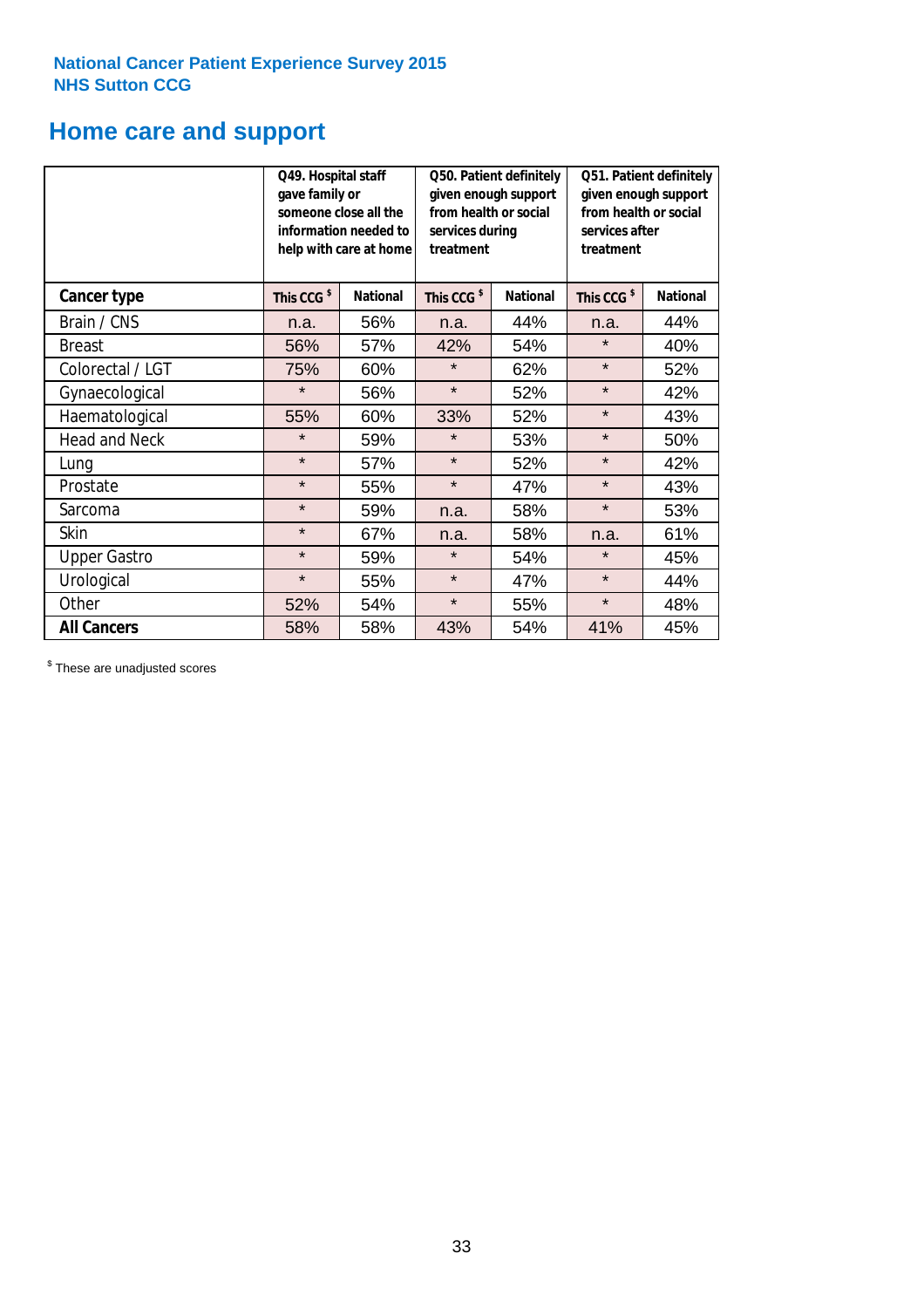**National Cancer Patient Experience Survey 2015**
**NHS Sutton CCG**

# Home care and support

| | Q49. Hospital staff gave family or someone close all the information needed to help with care at home | | Q50. Patient definitely given enough support from health or social services during treatment | | Q51. Patient definitely given enough support from health or social services after treatment | |
|---|---|---|---|---|---|---|
| **Cancer type** | This CCG $ | National | This CCG $ | National | This CCG $ | National |
| Brain / CNS | n.a. | 56% | n.a. | 44% | n.a. | 44% |
| Breast | 56% | 57% | 42% | 54% | * | 40% |
| Colorectal / LGT | 75% | 60% | * | 62% | * | 52% |
| Gynaecological | * | 56% | * | 52% | * | 42% |
| Haematological | 55% | 60% | 33% | 52% | * | 43% |
| Head and Neck | * | 59% | * | 53% | * | 50% |
| Lung | * | 57% | * | 52% | * | 42% |
| Prostate | * | 55% | * | 47% | * | 43% |
| Sarcoma | * | 59% | n.a. | 58% | * | 53% |
| Skin | * | 67% | n.a. | 58% | n.a. | 61% |
| Upper Gastro | * | 59% | * | 54% | * | 45% |
| Urological | * | 55% | * | 47% | * | 44% |
| Other | 52% | 54% | * | 55% | * | 48% |
| **All Cancers** | 58% | 58% | 43% | 54% | 41% | 45% |

$ These are unadjusted scores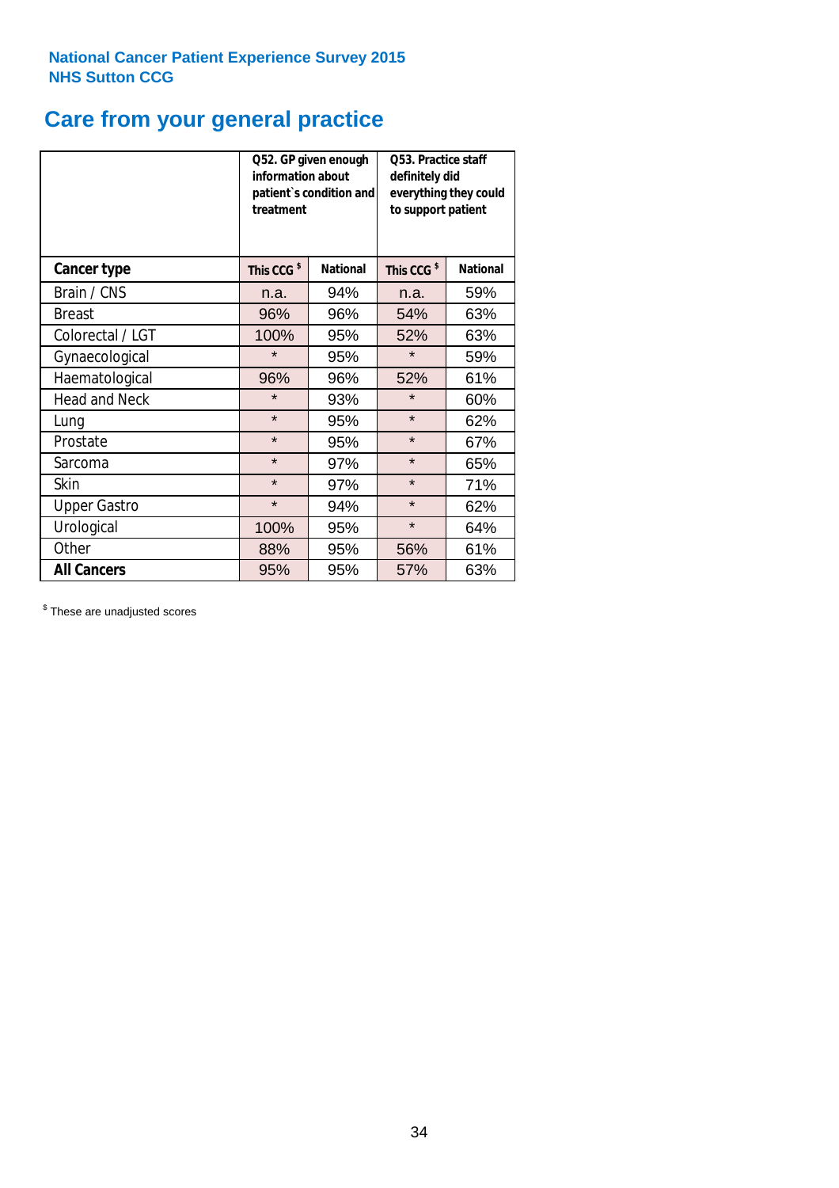National Cancer Patient Experience Survey 2015
NHS Sutton CCG

# Care from your general practice

| | Q52. GP given enough information about patient`s condition and treatment | | Q53. Practice staff definitely did everything they could to support patient | |
|---|---|---|---|---|
| **Cancer type** | This CCG $ | National | This CCG $ | National |
| Brain / CNS | n.a. | 94% | n.a. | 59% |
| Breast | 96% | 96% | 54% | 63% |
| Colorectal / LGT | 100% | 95% | 52% | 63% |
| Gynaecological | * | 95% | * | 59% |
| Haematological | 96% | 96% | 52% | 61% |
| Head and Neck | * | 93% | * | 60% |
| Lung | * | 95% | * | 62% |
| Prostate | * | 95% | * | 67% |
| Sarcoma | * | 97% | * | 65% |
| Skin | * | 97% | * | 71% |
| Upper Gastro | * | 94% | * | 62% |
| Urological | 100% | 95% | * | 64% |
| Other | 88% | 95% | 56% | 61% |
| **All Cancers** | 95% | 95% | 57% | 63% |

$ These are unadjusted scores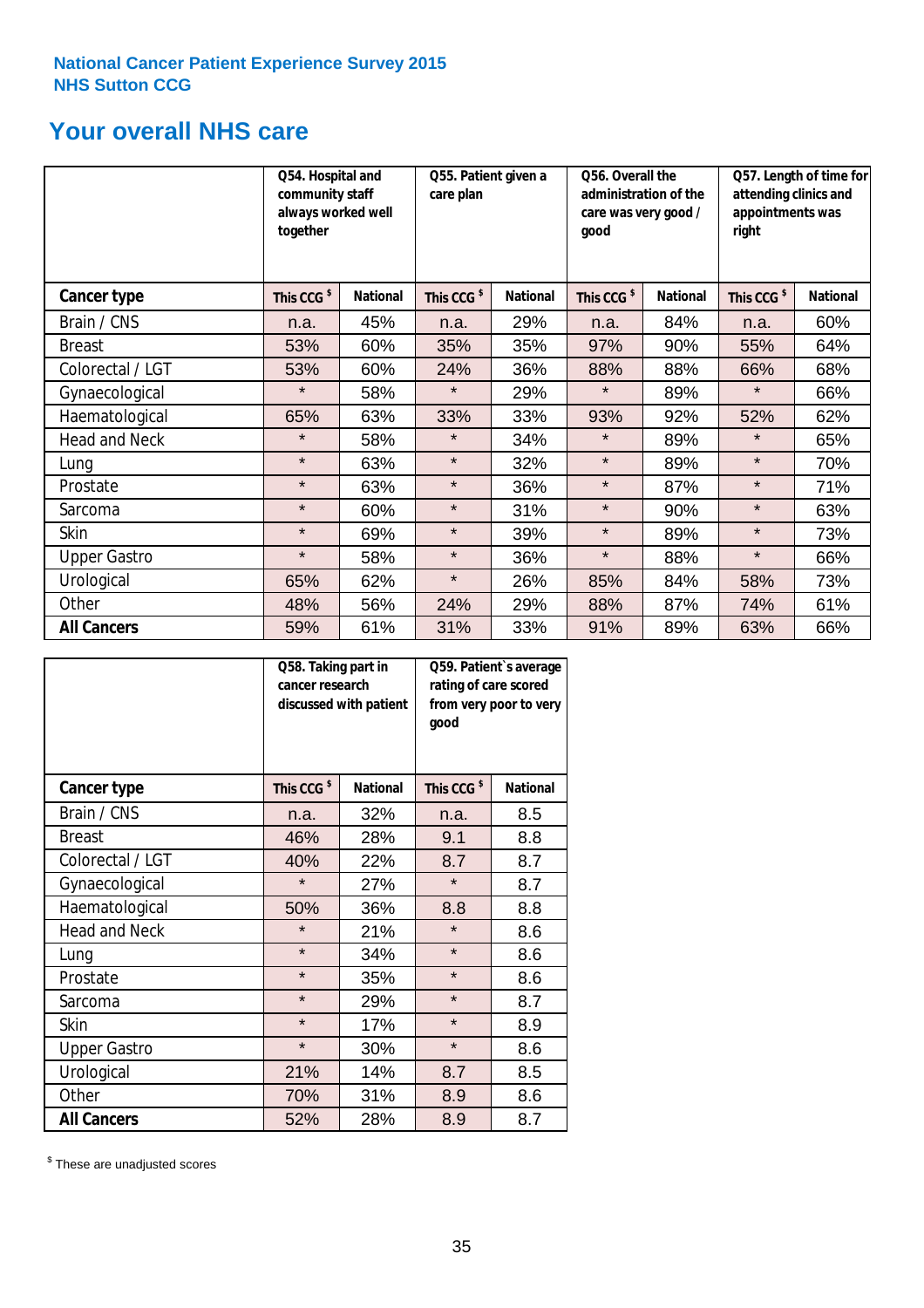National Cancer Patient Experience Survey 2015
NHS Sutton CCG

## Your overall NHS care

| | Q54. Hospital and community staff always worked well together | | Q55. Patient given a care plan | | Q56. Overall the administration of the care was very good / good | | Q57. Length of time for attending clinics and appointments was right | |
|---|---|---|---|---|---|---|---|---|
| **Cancer type** | This CCG $ | National | This CCG $ | National | This CCG $ | National | This CCG $ | National |
| Brain / CNS | n.a. | 45% | n.a. | 29% | n.a. | 84% | n.a. | 60% |
| Breast | 53% | 60% | 35% | 35% | 97% | 90% | 55% | 64% |
| Colorectal / LGT | 53% | 60% | 24% | 36% | 88% | 88% | 66% | 68% |
| Gynaecological | * | 58% | * | 29% | * | 89% | * | 66% |
| Haematological | 65% | 63% | 33% | 33% | 93% | 92% | 52% | 62% |
| Head and Neck | * | 58% | * | 34% | * | 89% | * | 65% |
| Lung | * | 63% | * | 32% | * | 89% | * | 70% |
| Prostate | * | 63% | * | 36% | * | 87% | * | 71% |
| Sarcoma | * | 60% | * | 31% | * | 90% | * | 63% |
| Skin | * | 69% | * | 39% | * | 89% | * | 73% |
| Upper Gastro | * | 58% | * | 36% | * | 88% | * | 66% |
| Urological | 65% | 62% | * | 26% | 85% | 84% | 58% | 73% |
| Other | 48% | 56% | 24% | 29% | 88% | 87% | 74% | 61% |
| **All Cancers** | 59% | 61% | 31% | 33% | 91% | 89% | 63% | 66% |

| | Q58. Taking part in cancer research discussed with patient | | Q59. Patient`s average rating of care scored from very poor to very good | |
|---|---|---|---|---|
| **Cancer type** | This CCG $ | National | This CCG $ | National |
| Brain / CNS | n.a. | 32% | n.a. | 8.5 |
| Breast | 46% | 28% | 9.1 | 8.8 |
| Colorectal / LGT | 40% | 22% | 8.7 | 8.7 |
| Gynaecological | * | 27% | * | 8.7 |
| Haematological | 50% | 36% | 8.8 | 8.8 |
| Head and Neck | * | 21% | * | 8.6 |
| Lung | * | 34% | * | 8.6 |
| Prostate | * | 35% | * | 8.6 |
| Sarcoma | * | 29% | * | 8.7 |
| Skin | * | 17% | * | 8.9 |
| Upper Gastro | * | 30% | * | 8.6 |
| Urological | 21% | 14% | 8.7 | 8.5 |
| Other | 70% | 31% | 8.9 | 8.6 |
| **All Cancers** | 52% | 28% | 8.9 | 8.7 |

$ These are unadjusted scores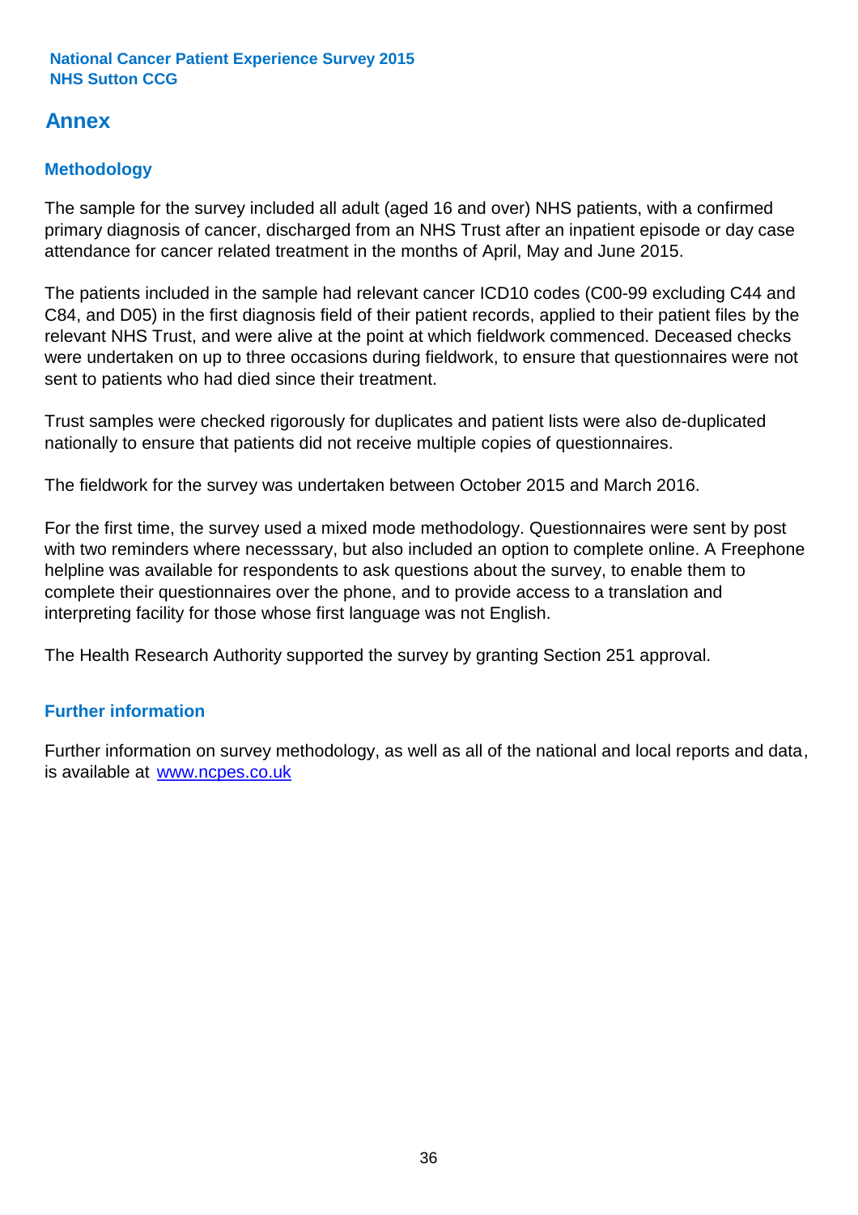National Cancer Patient Experience Survey 2015
NHS Sutton CCG

# Annex

## Methodology

The sample for the survey included all adult (aged 16 and over) NHS patients, with a confirmed primary diagnosis of cancer, discharged from an NHS Trust after an inpatient episode or day case attendance for cancer related treatment in the months of April, May and June 2015.

The patients included in the sample had relevant cancer ICD10 codes (C00-99 excluding C44 and C84, and D05) in the first diagnosis field of their patient records, applied to their patient files by the relevant NHS Trust, and were alive at the point at which fieldwork commenced. Deceased checks were undertaken on up to three occasions during fieldwork, to ensure that questionnaires were not sent to patients who had died since their treatment.

Trust samples were checked rigorously for duplicates and patient lists were also de-duplicated nationally to ensure that patients did not receive multiple copies of questionnaires.

The fieldwork for the survey was undertaken between October 2015 and March 2016.

For the first time, the survey used a mixed mode methodology. Questionnaires were sent by post with two reminders where necesssary, but also included an option to complete online. A Freephone helpline was available for respondents to ask questions about the survey, to enable them to complete their questionnaires over the phone, and to provide access to a translation and interpreting facility for those whose first language was not English.

The Health Research Authority supported the survey by granting Section 251 approval.

## Further information

Further information on survey methodology, as well as all of the national and local reports and data, is available at [www.ncpes.co.uk](http://www.ncpes.co.uk)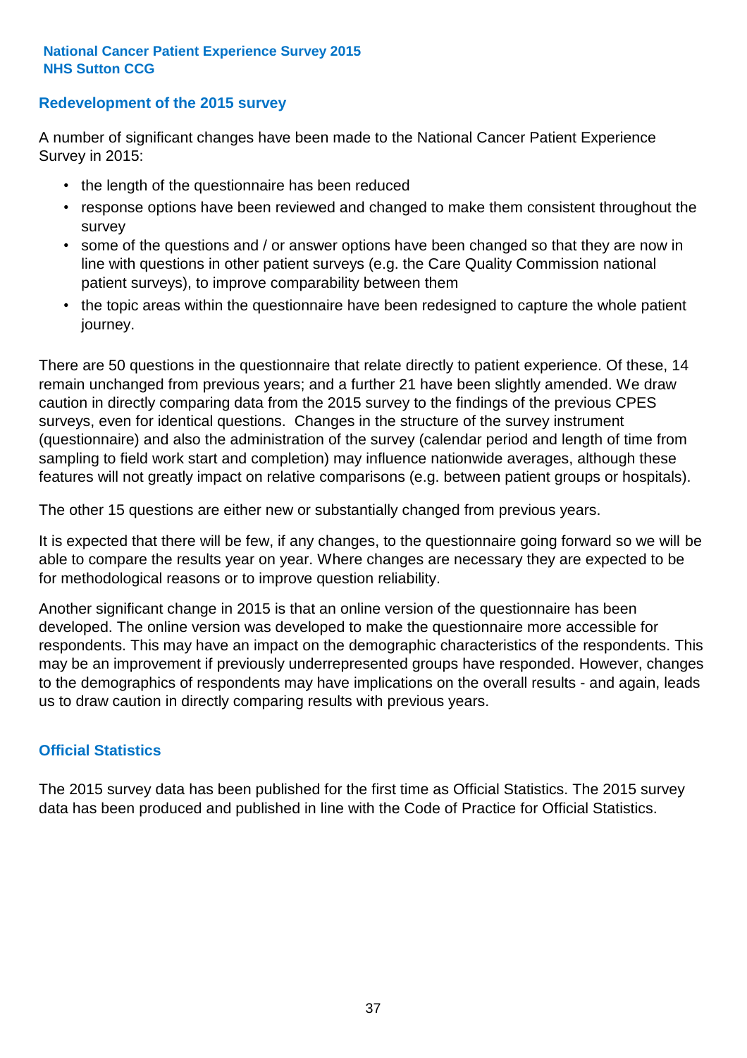**National Cancer Patient Experience Survey 2015**
**NHS Sutton CCG**

## Redevelopment of the 2015 survey

A number of significant changes have been made to the National Cancer Patient Experience Survey in 2015:

- the length of the questionnaire has been reduced
- response options have been reviewed and changed to make them consistent throughout the survey
- some of the questions and / or answer options have been changed so that they are now in line with questions in other patient surveys (e.g. the Care Quality Commission national patient surveys), to improve comparability between them
- the topic areas within the questionnaire have been redesigned to capture the whole patient journey.

There are 50 questions in the questionnaire that relate directly to patient experience. Of these, 14 remain unchanged from previous years; and a further 21 have been slightly amended. We draw caution in directly comparing data from the 2015 survey to the findings of the previous CPES surveys, even for identical questions. Changes in the structure of the survey instrument (questionnaire) and also the administration of the survey (calendar period and length of time from sampling to field work start and completion) may influence nationwide averages, although these features will not greatly impact on relative comparisons (e.g. between patient groups or hospitals).

The other 15 questions are either new or substantially changed from previous years.

It is expected that there will be few, if any changes, to the questionnaire going forward so we will be able to compare the results year on year. Where changes are necessary they are expected to be for methodological reasons or to improve question reliability.

Another significant change in 2015 is that an online version of the questionnaire has been developed. The online version was developed to make the questionnaire more accessible for respondents. This may have an impact on the demographic characteristics of the respondents. This may be an improvement if previously underrepresented groups have responded. However, changes to the demographics of respondents may have implications on the overall results - and again, leads us to draw caution in directly comparing results with previous years.

## Official Statistics

The 2015 survey data has been published for the first time as Official Statistics. The 2015 survey data has been produced and published in line with the Code of Practice for Official Statistics.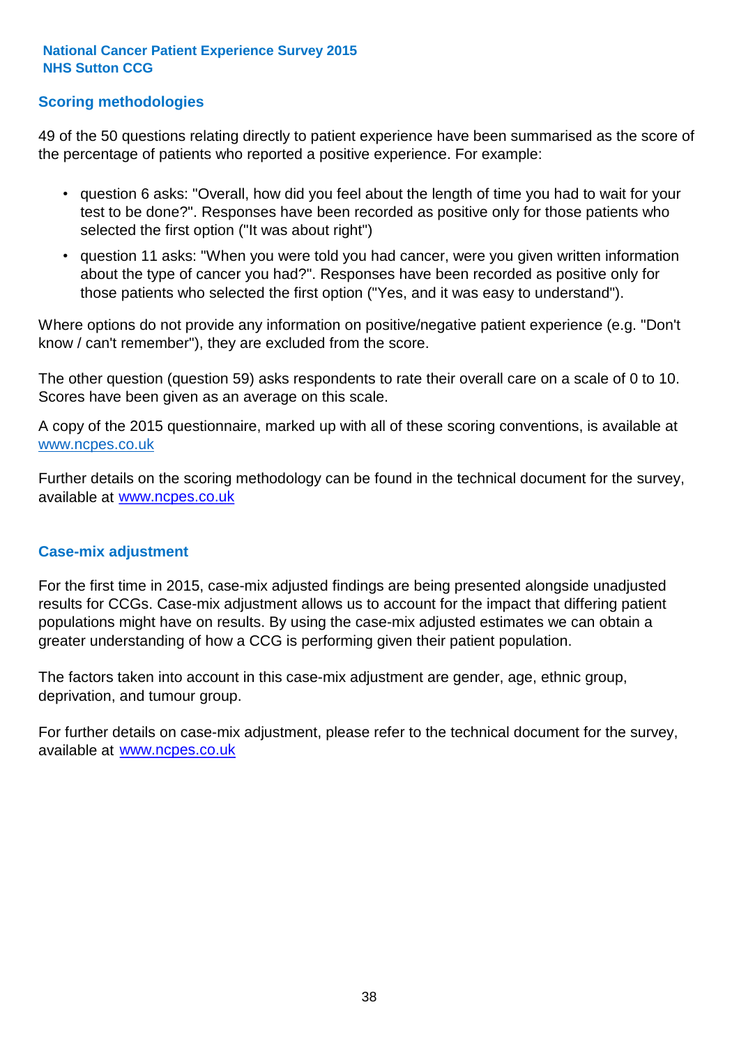## Scoring methodologies

49 of the 50 questions relating directly to patient experience have been summarised as the score of the percentage of patients who reported a positive experience. For example:

- question 6 asks: "Overall, how did you feel about the length of time you had to wait for your test to be done?". Responses have been recorded as positive only for those patients who selected the first option ("It was about right")
- question 11 asks: "When you were told you had cancer, were you given written information about the type of cancer you had?". Responses have been recorded as positive only for those patients who selected the first option ("Yes, and it was easy to understand").

Where options do not provide any information on positive/negative patient experience (e.g. "Don't know / can't remember"), they are excluded from the score.

The other question (question 59) asks respondents to rate their overall care on a scale of 0 to 10. Scores have been given as an average on this scale.

A copy of the 2015 questionnaire, marked up with all of these scoring conventions, is available at www.ncpes.co.uk

Further details on the scoring methodology can be found in the technical document for the survey, available at www.ncpes.co.uk

## Case-mix adjustment

For the first time in 2015, case-mix adjusted findings are being presented alongside unadjusted results for CCGs. Case-mix adjustment allows us to account for the impact that differing patient populations might have on results. By using the case-mix adjusted estimates we can obtain a greater understanding of how a CCG is performing given their patient population.

The factors taken into account in this case-mix adjustment are gender, age, ethnic group, deprivation, and tumour group.

For further details on case-mix adjustment, please refer to the technical document for the survey, available at www.ncpes.co.uk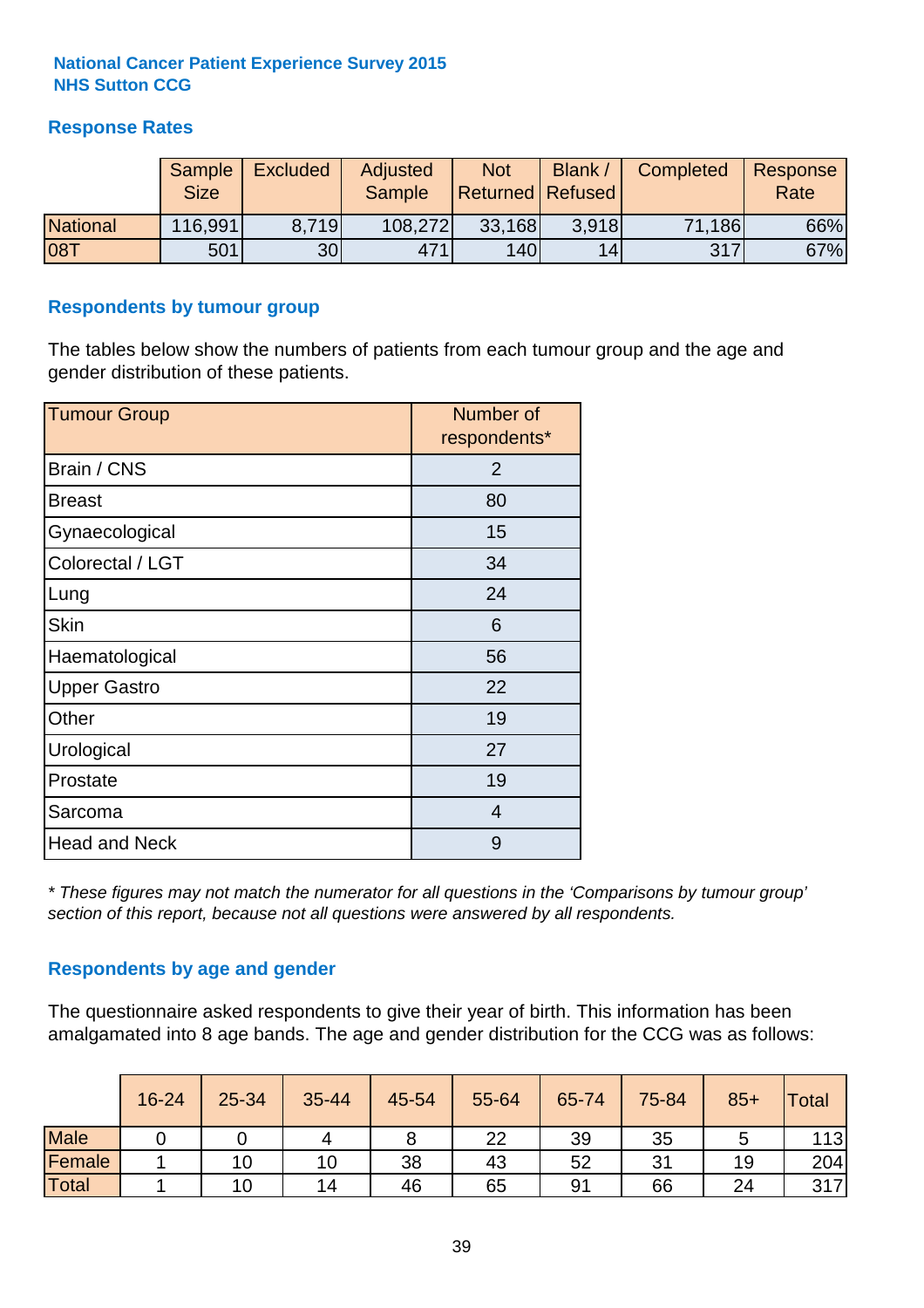**National Cancer Patient Experience Survey 2015**
**NHS Sutton CCG**

## Response Rates

| | Sample Size | Excluded | Adjusted Sample | Not Returned | Blank / Refused | Completed | Response Rate |
|---|---|---|---|---|---|---|---|
| National | 116,991 | 8,719 | 108,272 | 33,168 | 3,918 | 71,186 | 66% |
| 08T | 501 | 30 | 471 | 140 | 14 | 317 | 67% |

## Respondents by tumour group

The tables below show the numbers of patients from each tumour group and the age and gender distribution of these patients.

| Tumour Group | Number of respondents* |
|---|---|
| Brain / CNS | 2 |
| Breast | 80 |
| Gynaecological | 15 |
| Colorectal / LGT | 34 |
| Lung | 24 |
| Skin | 6 |
| Haematological | 56 |
| Upper Gastro | 22 |
| Other | 19 |
| Urological | 27 |
| Prostate | 19 |
| Sarcoma | 4 |
| Head and Neck | 9 |

*\* These figures may not match the numerator for all questions in the 'Comparisons by tumour group' section of this report, because not all questions were answered by all respondents.*

## Respondents by age and gender

The questionnaire asked respondents to give their year of birth. This information has been amalgamated into 8 age bands. The age and gender distribution for the CCG was as follows:

| | 16-24 | 25-34 | 35-44 | 45-54 | 55-64 | 65-74 | 75-84 | 85+ | Total |
|---|---|---|---|---|---|---|---|---|---|
| Male | 0 | 0 | 4 | 8 | 22 | 39 | 35 | 5 | 113 |
| Female | 1 | 10 | 10 | 38 | 43 | 52 | 31 | 19 | 204 |
| Total | 1 | 10 | 14 | 46 | 65 | 91 | 66 | 24 | 317 |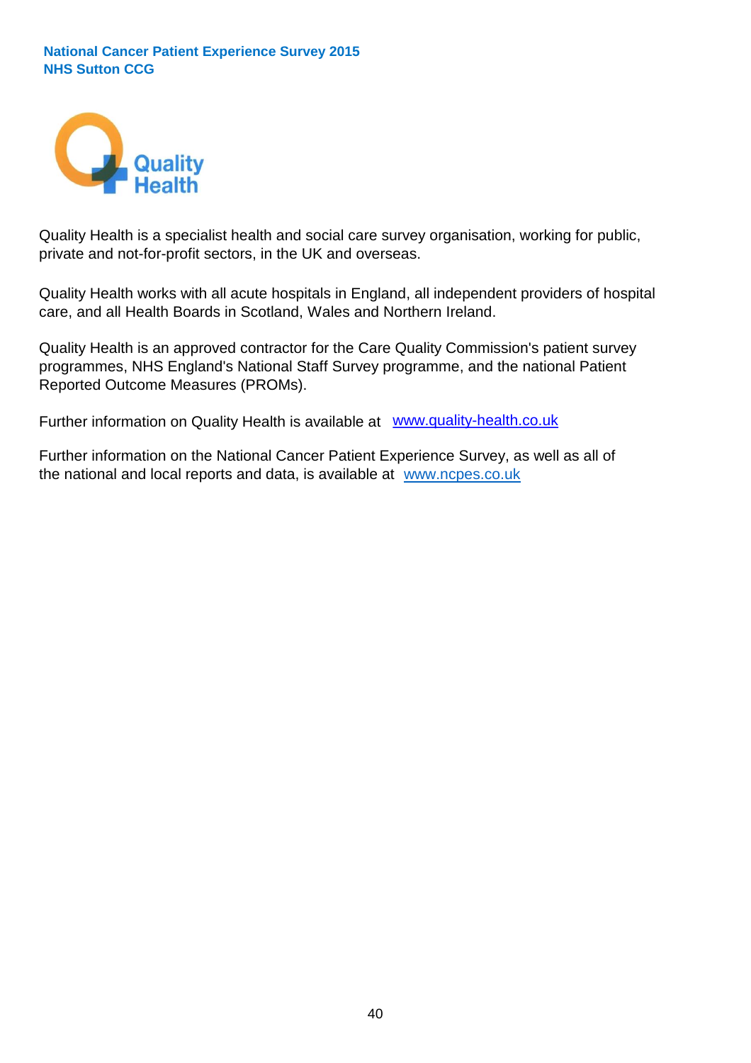Quality Health

Quality Health is a specialist health and social care survey organisation, working for public, private and not-for-profit sectors, in the UK and overseas.

Quality Health works with all acute hospitals in England, all independent providers of hospital care, and all Health Boards in Scotland, Wales and Northern Ireland.

Quality Health is an approved contractor for the Care Quality Commission's patient survey programmes, NHS England's National Staff Survey programme, and the national Patient Reported Outcome Measures (PROMs).

Further information on Quality Health is available at www.quality-health.co.uk

Further information on the National Cancer Patient Experience Survey, as well as all of the national and local reports and data, is available at www.ncpes.co.uk